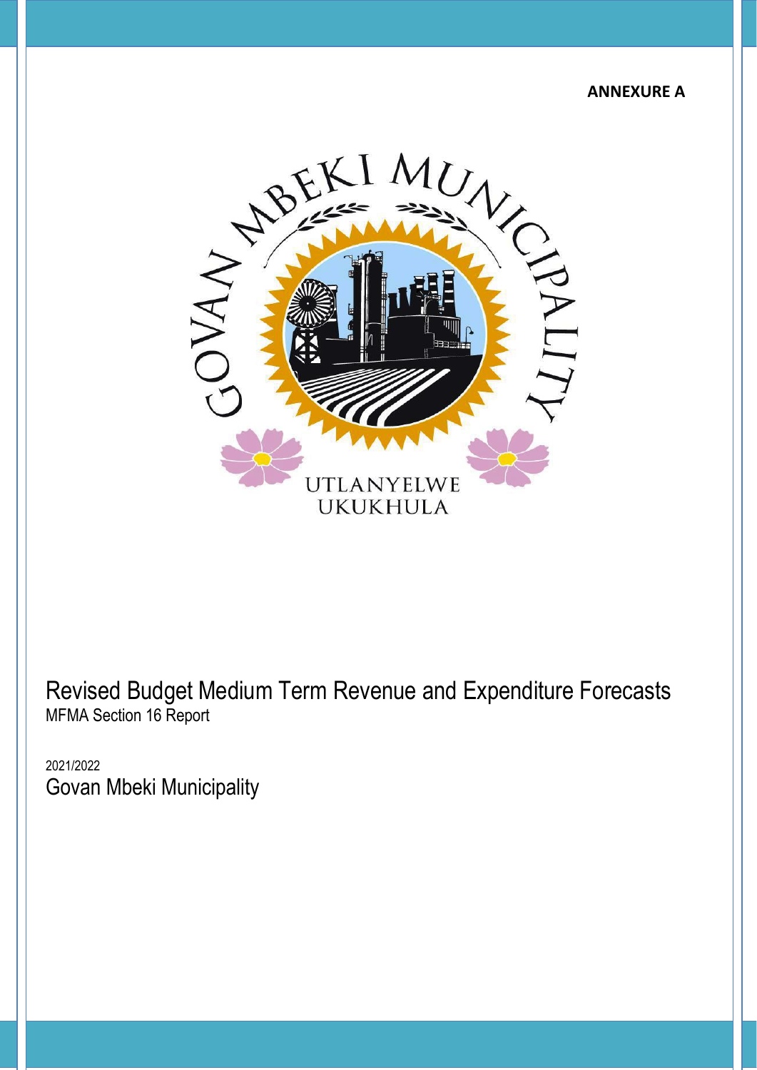**ANNEXURE A**

# Revised Budget Medium Term Revenue and Expenditure Forecasts

MFMA Section 16 Report

2021/2022

Govan Mbeki Municipality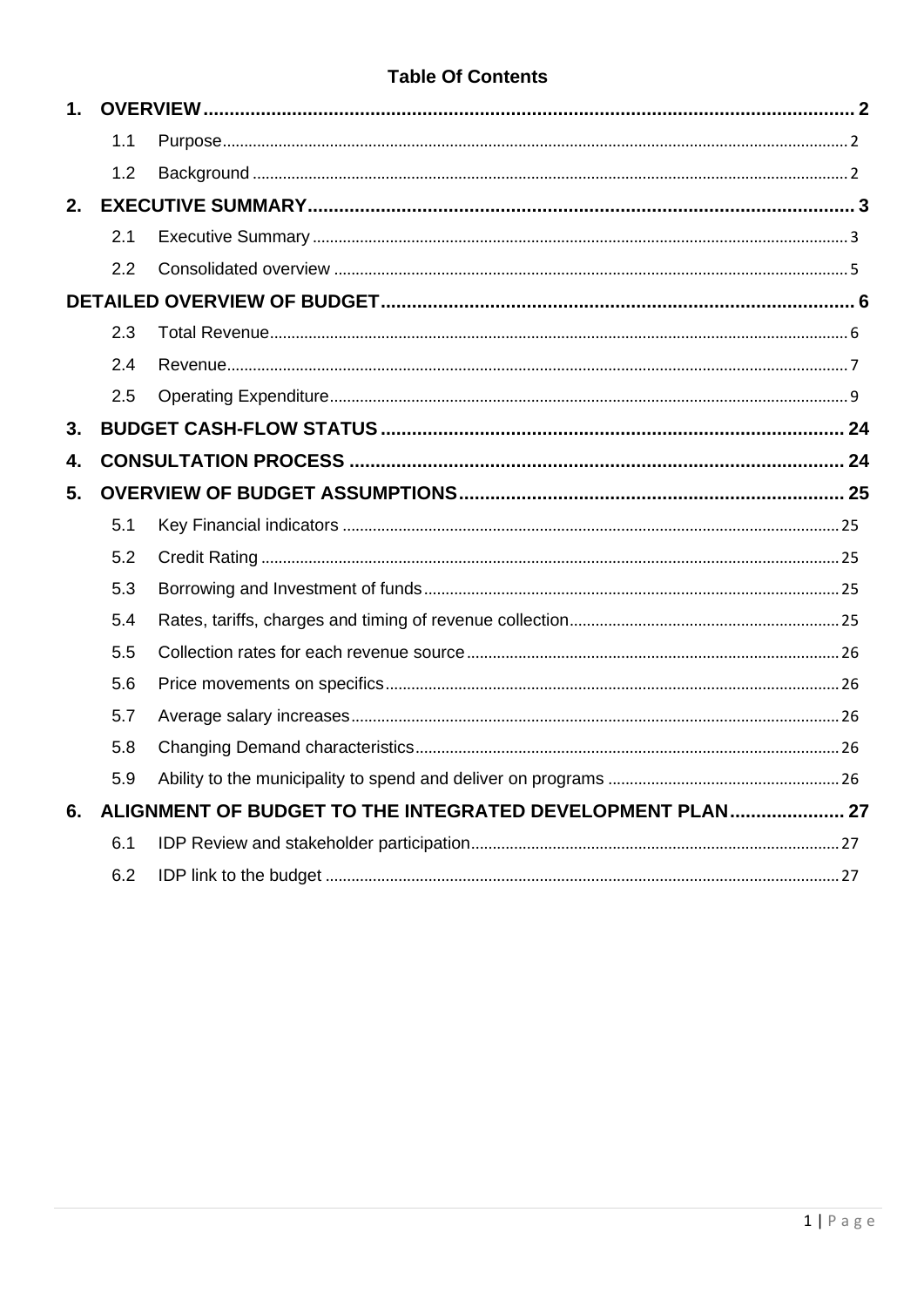# Table Of Contents

**1. OVERVIEW** .......... 2

- 1.1 Purpose .......... 2
- 1.2 Background .......... 2

**2. EXECUTIVE SUMMARY** .......... 3

- 2.1 Executive Summary .......... 3
- 2.2 Consolidated overview .......... 5

**DETAILED OVERVIEW OF BUDGET** .......... 6

- 2.3 Total Revenue .......... 6
- 2.4 Revenue .......... 7
- 2.5 Operating Expenditure .......... 9

**3. BUDGET CASH-FLOW STATUS** .......... 24

**4. CONSULTATION PROCESS** .......... 24

**5. OVERVIEW OF BUDGET ASSUMPTIONS** .......... 25

- 5.1 Key Financial indicators .......... 25
- 5.2 Credit Rating .......... 25
- 5.3 Borrowing and Investment of funds .......... 25
- 5.4 Rates, tariffs, charges and timing of revenue collection .......... 25
- 5.5 Collection rates for each revenue source .......... 26
- 5.6 Price movements on specifics .......... 26
- 5.7 Average salary increases .......... 26
- 5.8 Changing Demand characteristics .......... 26
- 5.9 Ability to the municipality to spend and deliver on programs .......... 26

**6. ALIGNMENT OF BUDGET TO THE INTEGRATED DEVELOPMENT PLAN** .......... 27

- 6.1 IDP Review and stakeholder participation .......... 27
- 6.2 IDP link to the budget .......... 27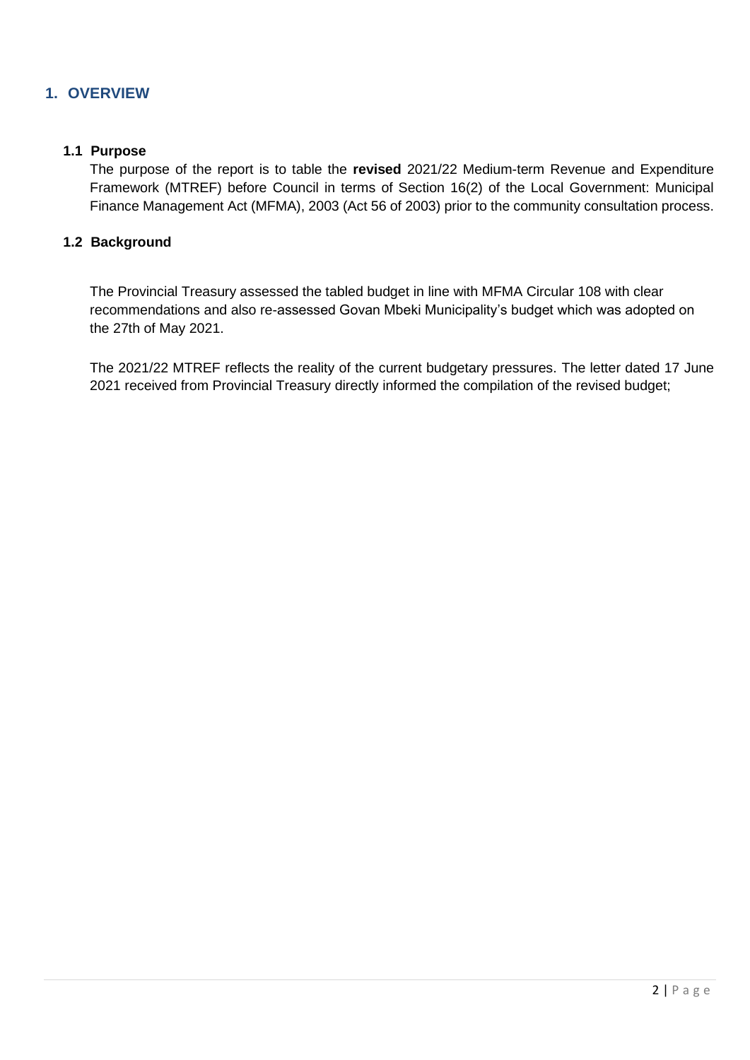# 1. OVERVIEW

## 1.1 Purpose

The purpose of the report is to table the **revised** 2021/22 Medium-term Revenue and Expenditure Framework (MTREF) before Council in terms of Section 16(2) of the Local Government: Municipal Finance Management Act (MFMA), 2003 (Act 56 of 2003) prior to the community consultation process.

## 1.2 Background

The Provincial Treasury assessed the tabled budget in line with MFMA Circular 108 with clear recommendations and also re-assessed Govan Mbeki Municipality's budget which was adopted on the 27th of May 2021.

The 2021/22 MTREF reflects the reality of the current budgetary pressures. The letter dated 17 June 2021 received from Provincial Treasury directly informed the compilation of the revised budget;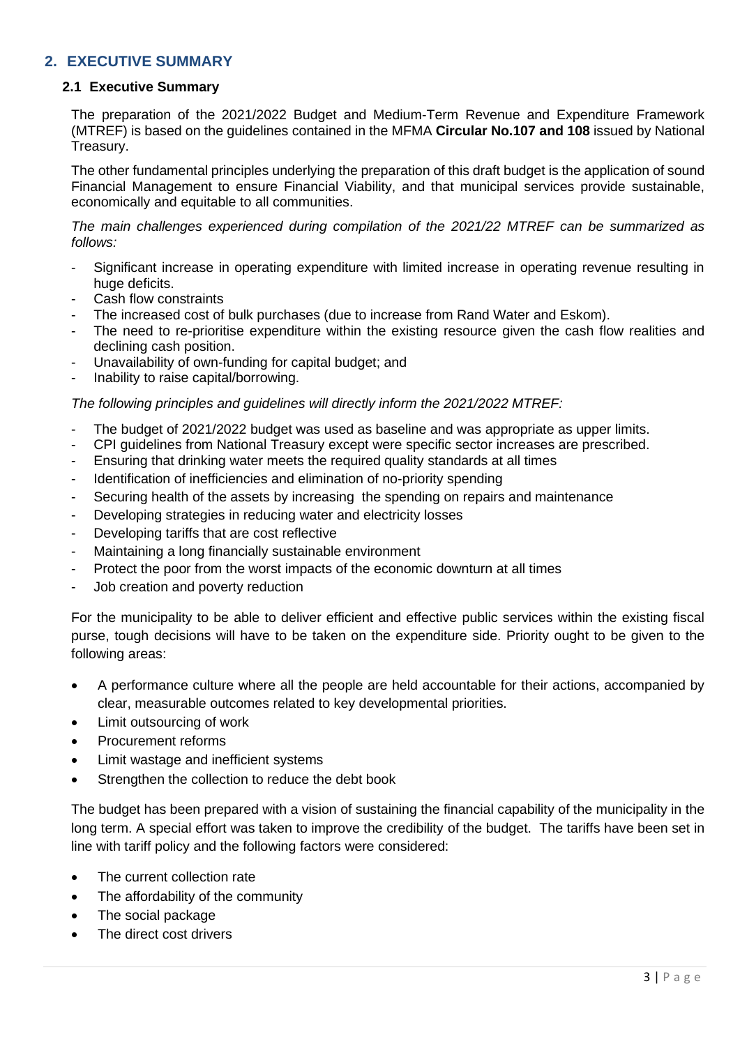## 2. EXECUTIVE SUMMARY

### 2.1 Executive Summary

The preparation of the 2021/2022 Budget and Medium-Term Revenue and Expenditure Framework (MTREF) is based on the guidelines contained in the MFMA **Circular No.107 and 108** issued by National Treasury.

The other fundamental principles underlying the preparation of this draft budget is the application of sound Financial Management to ensure Financial Viability, and that municipal services provide sustainable, economically and equitable to all communities.

*The main challenges experienced during compilation of the 2021/22 MTREF can be summarized as follows:*

- Significant increase in operating expenditure with limited increase in operating revenue resulting in huge deficits.
- Cash flow constraints
- The increased cost of bulk purchases (due to increase from Rand Water and Eskom).
- The need to re-prioritise expenditure within the existing resource given the cash flow realities and declining cash position.
- Unavailability of own-funding for capital budget; and
- Inability to raise capital/borrowing.

*The following principles and guidelines will directly inform the 2021/2022 MTREF:*

- The budget of 2021/2022 budget was used as baseline and was appropriate as upper limits.
- CPI guidelines from National Treasury except were specific sector increases are prescribed.
- Ensuring that drinking water meets the required quality standards at all times
- Identification of inefficiencies and elimination of no-priority spending
- Securing health of the assets by increasing the spending on repairs and maintenance
- Developing strategies in reducing water and electricity losses
- Developing tariffs that are cost reflective
- Maintaining a long financially sustainable environment
- Protect the poor from the worst impacts of the economic downturn at all times
- Job creation and poverty reduction

For the municipality to be able to deliver efficient and effective public services within the existing fiscal purse, tough decisions will have to be taken on the expenditure side. Priority ought to be given to the following areas:

- A performance culture where all the people are held accountable for their actions, accompanied by clear, measurable outcomes related to key developmental priorities.
- Limit outsourcing of work
- Procurement reforms
- Limit wastage and inefficient systems
- Strengthen the collection to reduce the debt book

The budget has been prepared with a vision of sustaining the financial capability of the municipality in the long term. A special effort was taken to improve the credibility of the budget. The tariffs have been set in line with tariff policy and the following factors were considered:

- The current collection rate
- The affordability of the community
- The social package
- The direct cost drivers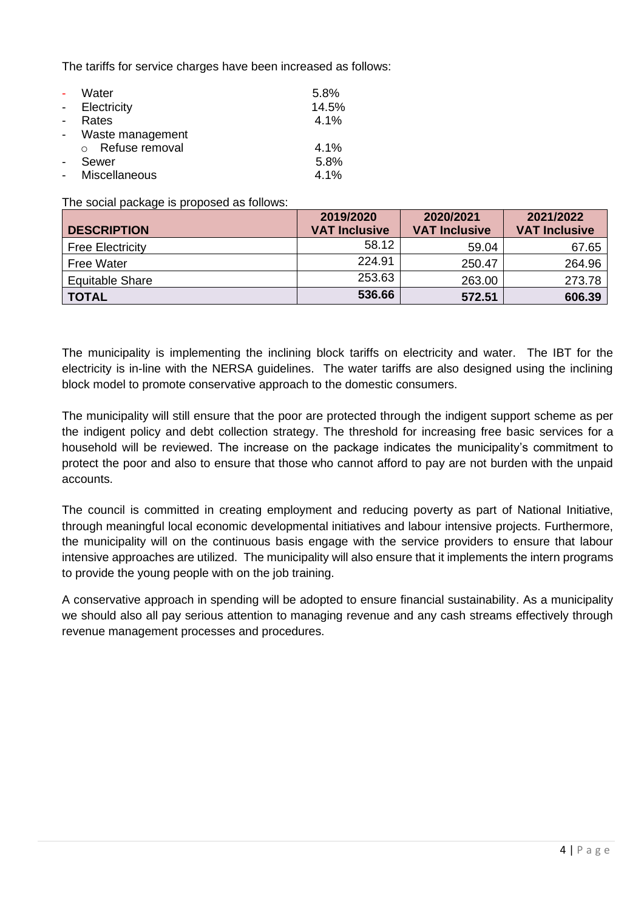The tariffs for service charges have been increased as follows:

- Water 5.8%
- Electricity 14.5%
- Rates 4.1%
- Waste management
    - Refuse removal 4.1%
- Sewer 5.8%
- Miscellaneous 4.1%

The social package is proposed as follows:

| DESCRIPTION | 2019/2020 VAT Inclusive | 2020/2021 VAT Inclusive | 2021/2022 VAT Inclusive |
|---|---|---|---|
| Free Electricity | 58.12 | 59.04 | 67.65 |
| Free Water | 224.91 | 250.47 | 264.96 |
| Equitable Share | 253.63 | 263.00 | 273.78 |
| **TOTAL** | **536.66** | **572.51** | **606.39** |

The municipality is implementing the inclining block tariffs on electricity and water. The IBT for the electricity is in-line with the NERSA guidelines. The water tariffs are also designed using the inclining block model to promote conservative approach to the domestic consumers.

The municipality will still ensure that the poor are protected through the indigent support scheme as per the indigent policy and debt collection strategy. The threshold for increasing free basic services for a household will be reviewed. The increase on the package indicates the municipality's commitment to protect the poor and also to ensure that those who cannot afford to pay are not burden with the unpaid accounts.

The council is committed in creating employment and reducing poverty as part of National Initiative, through meaningful local economic developmental initiatives and labour intensive projects. Furthermore, the municipality will on the continuous basis engage with the service providers to ensure that labour intensive approaches are utilized. The municipality will also ensure that it implements the intern programs to provide the young people with on the job training.

A conservative approach in spending will be adopted to ensure financial sustainability. As a municipality we should also all pay serious attention to managing revenue and any cash streams effectively through revenue management processes and procedures.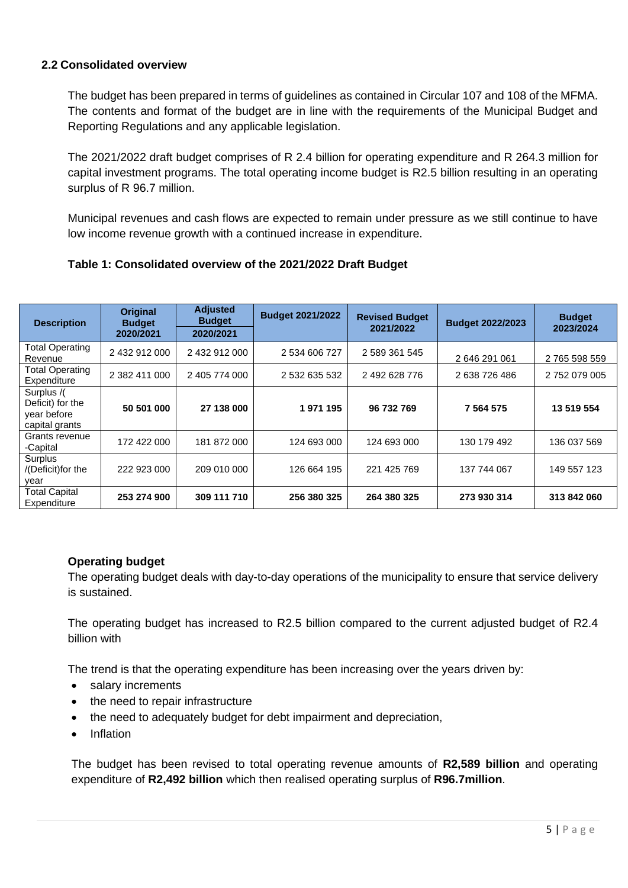## 2.2 Consolidated overview

The budget has been prepared in terms of guidelines as contained in Circular 107 and 108 of the MFMA. The contents and format of the budget are in line with the requirements of the Municipal Budget and Reporting Regulations and any applicable legislation.

The 2021/2022 draft budget comprises of R 2.4 billion for operating expenditure and R 264.3 million for capital investment programs. The total operating income budget is R2.5 billion resulting in an operating surplus of R 96.7 million.

Municipal revenues and cash flows are expected to remain under pressure as we still continue to have low income revenue growth with a continued increase in expenditure.

**Table 1: Consolidated overview of the 2021/2022 Draft Budget**

| Description | Original Budget 2020/2021 | Adjusted Budget 2020/2021 | Budget 2021/2022 | Revised Budget 2021/2022 | Budget 2022/2023 | Budget 2023/2024 |
|---|---|---|---|---|---|---|
| Total Operating Revenue | 2 432 912 000 | 2 432 912 000 | 2 534 606 727 | 2 589 361 545 | 2 646 291 061 | 2 765 598 559 |
| Total Operating Expenditure | 2 382 411 000 | 2 405 774 000 | 2 532 635 532 | 2 492 628 776 | 2 638 726 486 | 2 752 079 005 |
| Surplus /( Deficit) for the year before capital grants | **50 501 000** | **27 138 000** | **1 971 195** | **96 732 769** | **7 564 575** | **13 519 554** |
| Grants revenue -Capital | 172 422 000 | 181 872 000 | 124 693 000 | 124 693 000 | 130 179 492 | 136 037 569 |
| Surplus /(Deficit)for the year | 222 923 000 | 209 010 000 | 126 664 195 | 221 425 769 | 137 744 067 | 149 557 123 |
| Total Capital Expenditure | **253 274 900** | **309 111 710** | **256 380 325** | **264 380 325** | **273 930 314** | **313 842 060** |

### Operating budget

The operating budget deals with day-to-day operations of the municipality to ensure that service delivery is sustained.

The operating budget has increased to R2.5 billion compared to the current adjusted budget of R2.4 billion with

The trend is that the operating expenditure has been increasing over the years driven by:

- salary increments
- the need to repair infrastructure
- the need to adequately budget for debt impairment and depreciation,
- Inflation

The budget has been revised to total operating revenue amounts of **R2,589 billion** and operating expenditure of **R2,492 billion** which then realised operating surplus of **R96.7million**.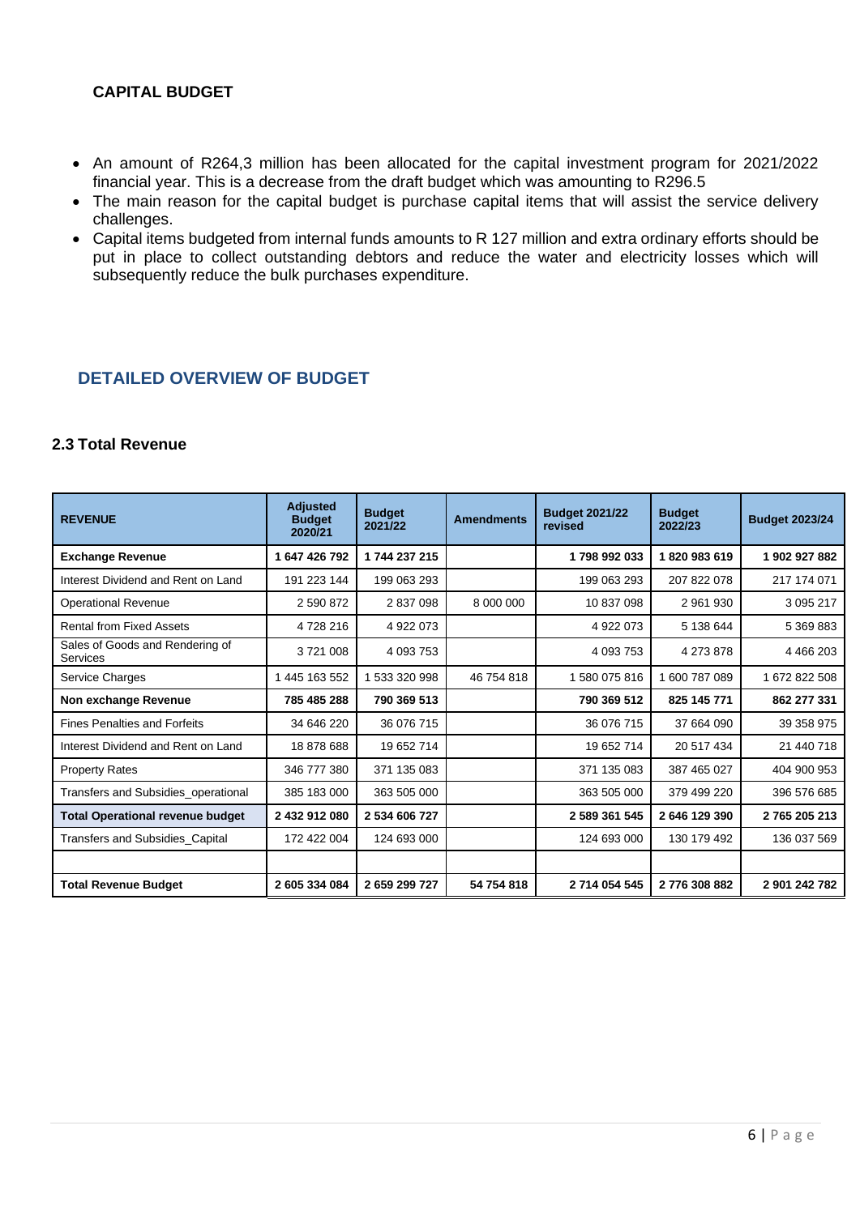**CAPITAL BUDGET**

- An amount of R264,3 million has been allocated for the capital investment program for 2021/2022 financial year. This is a decrease from the draft budget which was amounting to R296.5
- The main reason for the capital budget is purchase capital items that will assist the service delivery challenges.
- Capital items budgeted from internal funds amounts to R 127 million and extra ordinary efforts should be put in place to collect outstanding debtors and reduce the water and electricity losses which will subsequently reduce the bulk purchases expenditure.

## DETAILED OVERVIEW OF BUDGET

### 2.3 Total Revenue

| REVENUE | Adjusted Budget 2020/21 | Budget 2021/22 | Amendments | Budget 2021/22 revised | Budget 2022/23 | Budget 2023/24 |
|---|---|---|---|---|---|---|
| **Exchange Revenue** | **1 647 426 792** | **1 744 237 215** | | **1 798 992 033** | **1 820 983 619** | **1 902 927 882** |
| Interest Dividend and Rent on Land | 191 223 144 | 199 063 293 | | 199 063 293 | 207 822 078 | 217 174 071 |
| Operational Revenue | 2 590 872 | 2 837 098 | 8 000 000 | 10 837 098 | 2 961 930 | 3 095 217 |
| Rental from Fixed Assets | 4 728 216 | 4 922 073 | | 4 922 073 | 5 138 644 | 5 369 883 |
| Sales of Goods and Rendering of Services | 3 721 008 | 4 093 753 | | 4 093 753 | 4 273 878 | 4 466 203 |
| Service Charges | 1 445 163 552 | 1 533 320 998 | 46 754 818 | 1 580 075 816 | 1 600 787 089 | 1 672 822 508 |
| **Non exchange Revenue** | **785 485 288** | **790 369 513** | | **790 369 512** | **825 145 771** | **862 277 331** |
| Fines Penalties and Forfeits | 34 646 220 | 36 076 715 | | 36 076 715 | 37 664 090 | 39 358 975 |
| Interest Dividend and Rent on Land | 18 878 688 | 19 652 714 | | 19 652 714 | 20 517 434 | 21 440 718 |
| Property Rates | 346 777 380 | 371 135 083 | | 371 135 083 | 387 465 027 | 404 900 953 |
| Transfers and Subsidies_operational | 385 183 000 | 363 505 000 | | 363 505 000 | 379 499 220 | 396 576 685 |
| **Total Operational revenue budget** | **2 432 912 080** | **2 534 606 727** | | **2 589 361 545** | **2 646 129 390** | **2 765 205 213** |
| Transfers and Subsidies_Capital | 172 422 004 | 124 693 000 | | 124 693 000 | 130 179 492 | 136 037 569 |
| | | | | | | |
| **Total Revenue Budget** | **2 605 334 084** | **2 659 299 727** | **54 754 818** | **2 714 054 545** | **2 776 308 882** | **2 901 242 782** |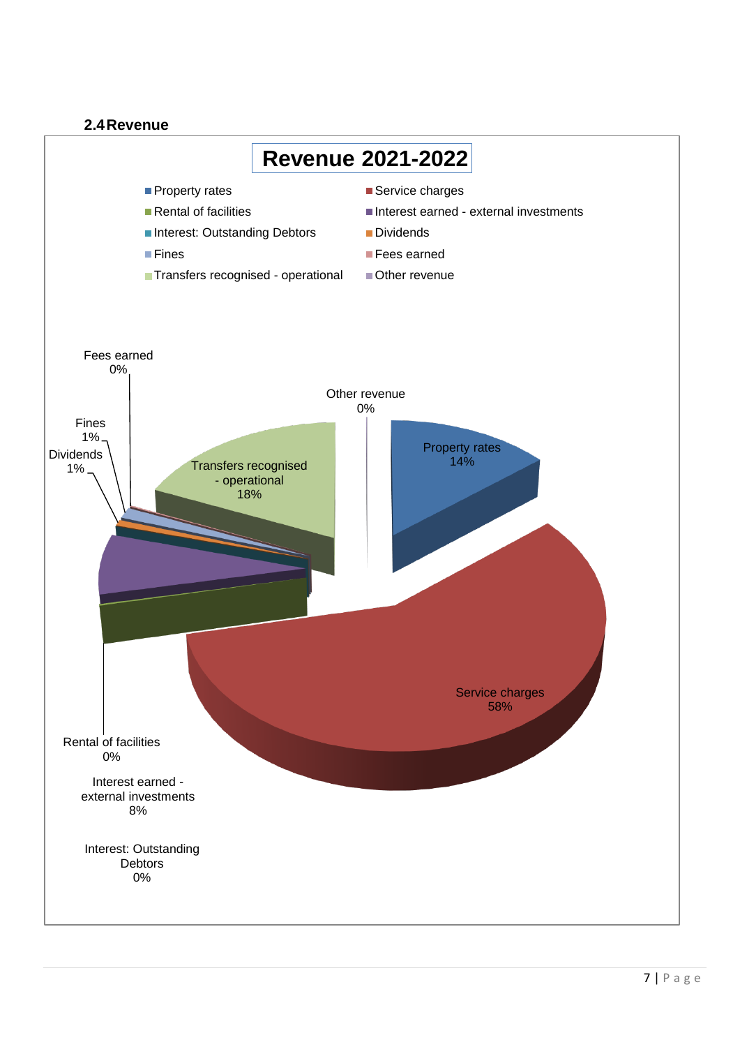## 2.4 Revenue

Revenue 2021-2022

Property rates
Service charges
Rental of facilities
Interest earned - external investments
Interest: Outstanding Debtors
Dividends
Fines
Fees earned
Transfers recognised - operational
Other revenue

Fees earned
0%

Other revenue
0%

Fines
1%

Dividends
1%

Property rates
14%

Transfers recognised - operational
18%

Service charges
58%

Rental of facilities
0%

Interest earned - external investments
8%

Interest: Outstanding Debtors
0%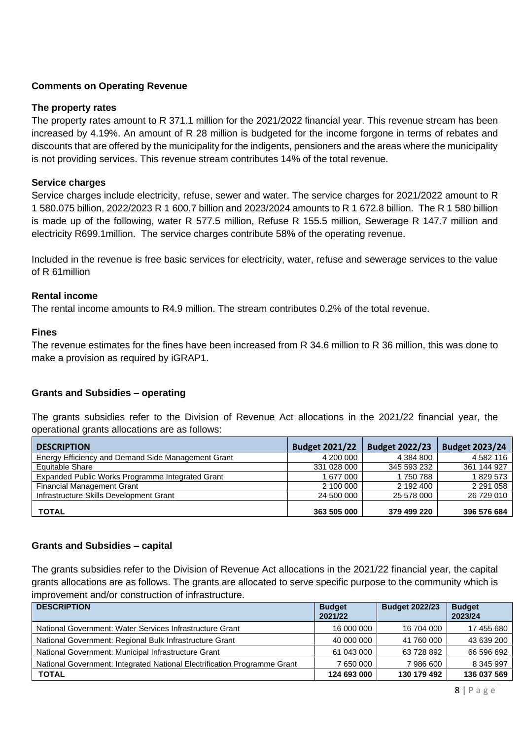### Comments on Operating Revenue

**The property rates**

The property rates amount to R 371.1 million for the 2021/2022 financial year. This revenue stream has been increased by 4.19%. An amount of R 28 million is budgeted for the income forgone in terms of rebates and discounts that are offered by the municipality for the indigents, pensioners and the areas where the municipality is not providing services. This revenue stream contributes 14% of the total revenue.

**Service charges**

Service charges include electricity, refuse, sewer and water. The service charges for 2021/2022 amount to R 1 580.075 billion, 2022/2023 R 1 600.7 billion and 2023/2024 amounts to R 1 672.8 billion. The R 1 580 billion is made up of the following, water R 577.5 million, Refuse R 155.5 million, Sewerage R 147.7 million and electricity R699.1million. The service charges contribute 58% of the operating revenue.

Included in the revenue is free basic services for electricity, water, refuse and sewerage services to the value of R 61million

**Rental income**

The rental income amounts to R4.9 million. The stream contributes 0.2% of the total revenue.

**Fines**

The revenue estimates for the fines have been increased from R 34.6 million to R 36 million, this was done to make a provision as required by iGRAP1.

### Grants and Subsidies – operating

The grants subsidies refer to the Division of Revenue Act allocations in the 2021/22 financial year, the operational grants allocations are as follows:

| DESCRIPTION | Budget 2021/22 | Budget 2022/23 | Budget 2023/24 |
|---|---|---|---|
| Energy Efficiency and Demand Side Management Grant | 4 200 000 | 4 384 800 | 4 582 116 |
| Equitable Share | 331 028 000 | 345 593 232 | 361 144 927 |
| Expanded Public Works Programme Integrated Grant | 1 677 000 | 1 750 788 | 1 829 573 |
| Financial Management Grant | 2 100 000 | 2 192 400 | 2 291 058 |
| Infrastructure Skills Development Grant | 24 500 000 | 25 578 000 | 26 729 010 |
| **TOTAL** | **363 505 000** | **379 499 220** | **396 576 684** |

### Grants and Subsidies – capital

The grants subsidies refer to the Division of Revenue Act allocations in the 2021/22 financial year, the capital grants allocations are as follows. The grants are allocated to serve specific purpose to the community which is improvement and/or construction of infrastructure.

| DESCRIPTION | Budget 2021/22 | Budget 2022/23 | Budget 2023/24 |
|---|---|---|---|
| National Government: Water Services Infrastructure Grant | 16 000 000 | 16 704 000 | 17 455 680 |
| National Government: Regional Bulk Infrastructure Grant | 40 000 000 | 41 760 000 | 43 639 200 |
| National Government: Municipal Infrastructure Grant | 61 043 000 | 63 728 892 | 66 596 692 |
| National Government: Integrated National Electrification Programme Grant | 7 650 000 | 7 986 600 | 8 345 997 |
| **TOTAL** | **124 693 000** | **130 179 492** | **136 037 569** |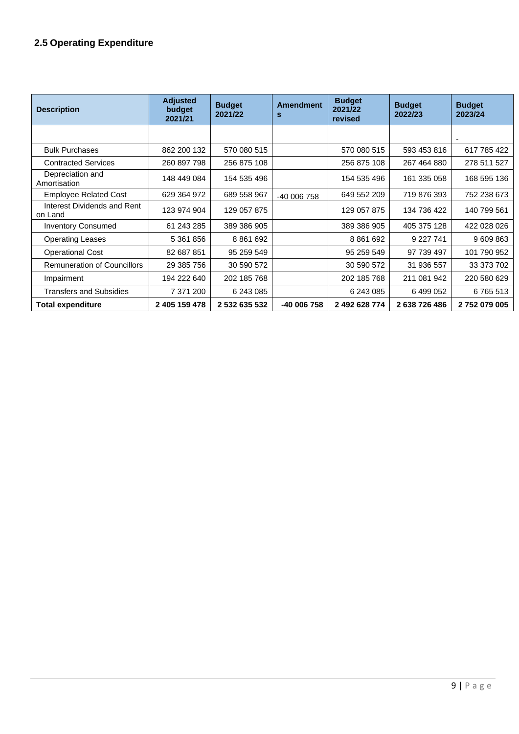## 2.5 Operating Expenditure

| Description | Adjusted budget 2021/21 | Budget 2021/22 | Amendments | Budget 2021/22 revised | Budget 2022/23 | Budget 2023/24 |
|---|---|---|---|---|---|---|
| | | | | | | - |
| Bulk Purchases | 862 200 132 | 570 080 515 | | 570 080 515 | 593 453 816 | 617 785 422 |
| Contracted Services | 260 897 798 | 256 875 108 | | 256 875 108 | 267 464 880 | 278 511 527 |
| Depreciation and Amortisation | 148 449 084 | 154 535 496 | | 154 535 496 | 161 335 058 | 168 595 136 |
| Employee Related Cost | 629 364 972 | 689 558 967 | -40 006 758 | 649 552 209 | 719 876 393 | 752 238 673 |
| Interest Dividends and Rent on Land | 123 974 904 | 129 057 875 | | 129 057 875 | 134 736 422 | 140 799 561 |
| Inventory Consumed | 61 243 285 | 389 386 905 | | 389 386 905 | 405 375 128 | 422 028 026 |
| Operating Leases | 5 361 856 | 8 861 692 | | 8 861 692 | 9 227 741 | 9 609 863 |
| Operational Cost | 82 687 851 | 95 259 549 | | 95 259 549 | 97 739 497 | 101 790 952 |
| Remuneration of Councillors | 29 385 756 | 30 590 572 | | 30 590 572 | 31 936 557 | 33 373 702 |
| Impairment | 194 222 640 | 202 185 768 | | 202 185 768 | 211 081 942 | 220 580 629 |
| Transfers and Subsidies | 7 371 200 | 6 243 085 | | 6 243 085 | 6 499 052 | 6 765 513 |
| **Total expenditure** | **2 405 159 478** | **2 532 635 532** | **-40 006 758** | **2 492 628 774** | **2 638 726 486** | **2 752 079 005** |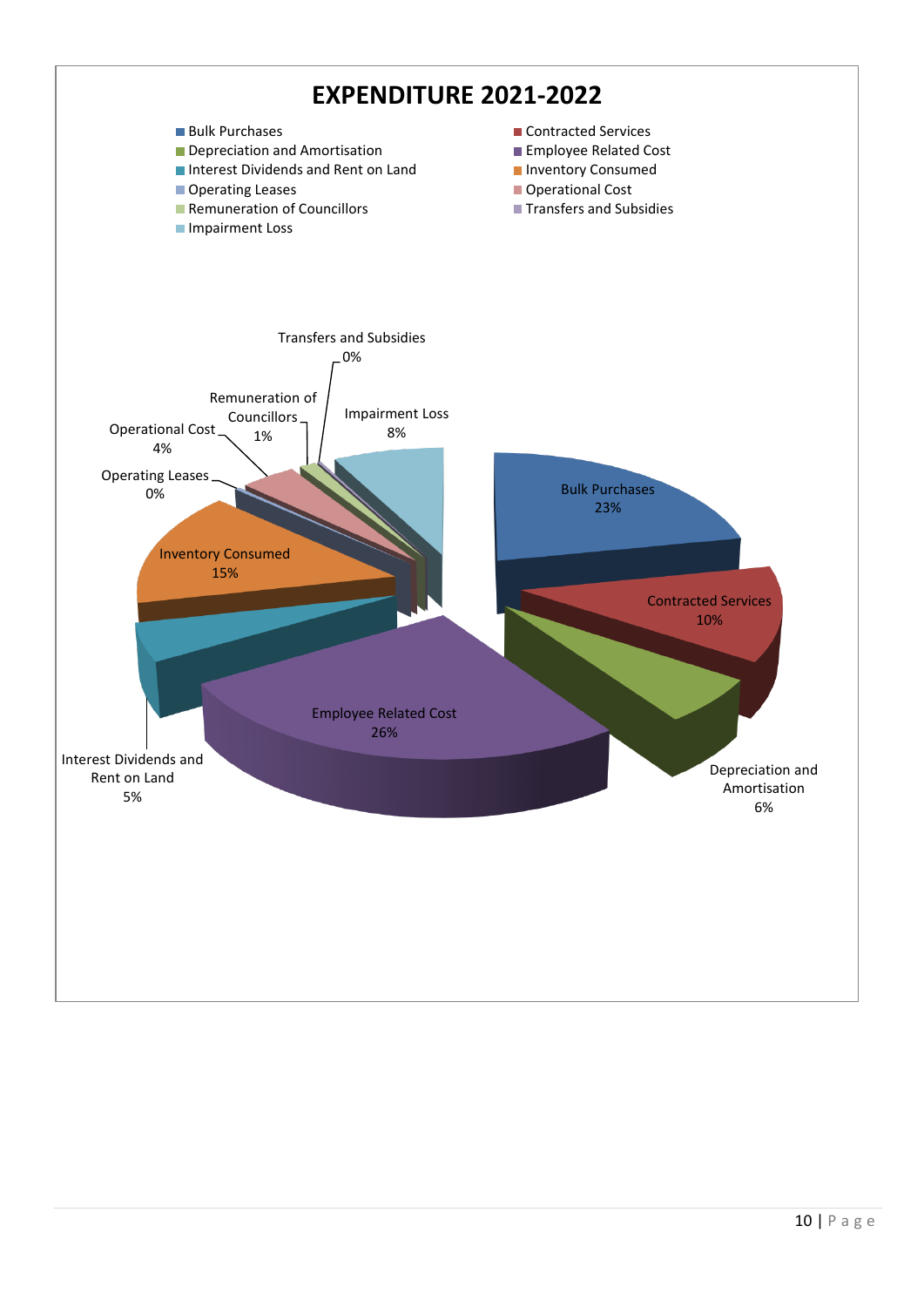# EXPENDITURE 2021-2022

Bulk Purchases
Contracted Services
Depreciation and Amortisation
Employee Related Cost
Interest Dividends and Rent on Land
Inventory Consumed
Operating Leases
Operational Cost
Remuneration of Councillors
Transfers and Subsidies
Impairment Loss

Transfers and Subsidies 0%
Remuneration of Councillors 1%
Impairment Loss 8%
Operational Cost 4%
Operating Leases 0%
Bulk Purchases 23%
Inventory Consumed 15%
Contracted Services 10%
Employee Related Cost 26%
Interest Dividends and Rent on Land 5%
Depreciation and Amortisation 6%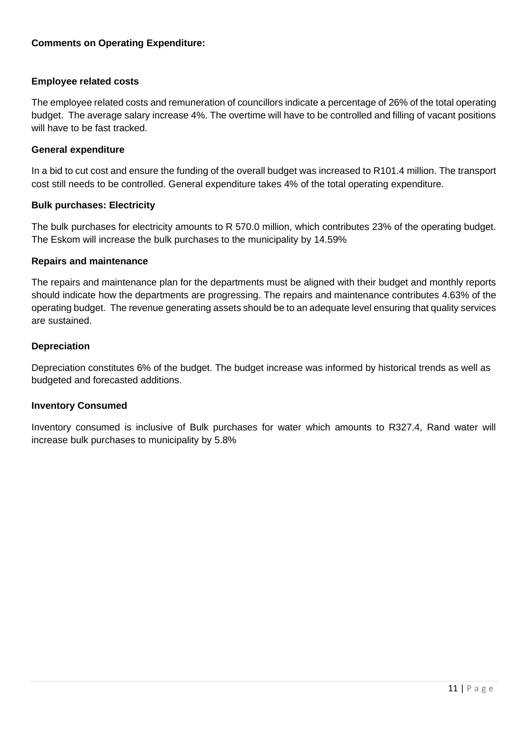**Comments on Operating Expenditure:**

**Employee related costs**

The employee related costs and remuneration of councillors indicate a percentage of 26% of the total operating budget. The average salary increase 4%. The overtime will have to be controlled and filling of vacant positions will have to be fast tracked.

**General expenditure**

In a bid to cut cost and ensure the funding of the overall budget was increased to R101.4 million. The transport cost still needs to be controlled. General expenditure takes 4% of the total operating expenditure.

**Bulk purchases: Electricity**

The bulk purchases for electricity amounts to R 570.0 million, which contributes 23% of the operating budget. The Eskom will increase the bulk purchases to the municipality by 14.59%

**Repairs and maintenance**

The repairs and maintenance plan for the departments must be aligned with their budget and monthly reports should indicate how the departments are progressing. The repairs and maintenance contributes 4.63% of the operating budget. The revenue generating assets should be to an adequate level ensuring that quality services are sustained.

**Depreciation**

Depreciation constitutes 6% of the budget. The budget increase was informed by historical trends as well as budgeted and forecasted additions.

**Inventory Consumed**

Inventory consumed is inclusive of Bulk purchases for water which amounts to R327.4, Rand water will increase bulk purchases to municipality by 5.8%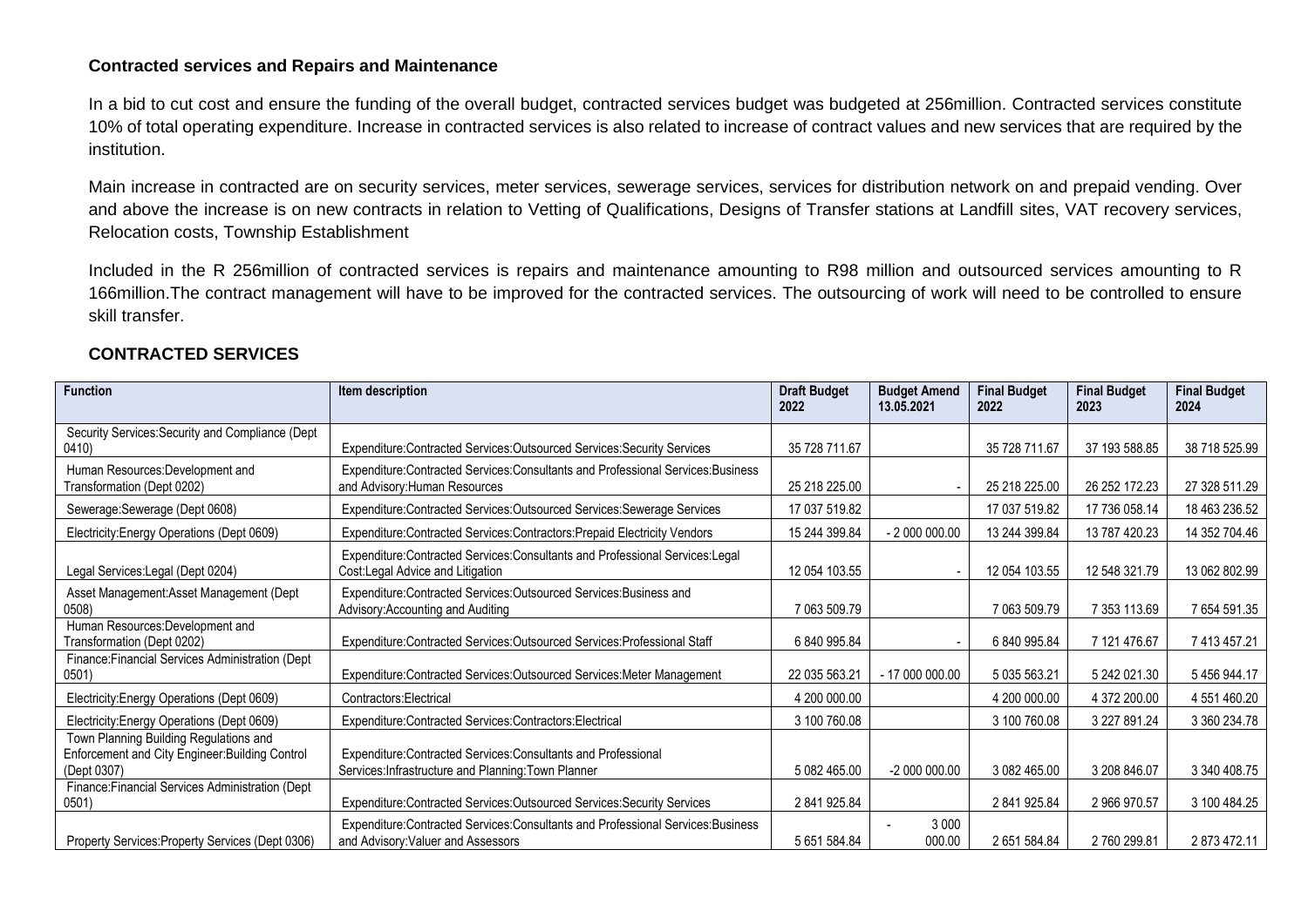**Contracted services and Repairs and Maintenance**

In a bid to cut cost and ensure the funding of the overall budget, contracted services budget was budgeted at 256million. Contracted services constitute 10% of total operating expenditure. Increase in contracted services is also related to increase of contract values and new services that are required by the institution.

Main increase in contracted are on security services, meter services, sewerage services, services for distribution network on and prepaid vending. Over and above the increase is on new contracts in relation to Vetting of Qualifications, Designs of Transfer stations at Landfill sites, VAT recovery services, Relocation costs, Township Establishment

Included in the R 256million of contracted services is repairs and maintenance amounting to R98 million and outsourced services amounting to R 166million.The contract management will have to be improved for the contracted services. The outsourcing of work will need to be controlled to ensure skill transfer.

**CONTRACTED SERVICES**

| Function | Item description | Draft Budget 2022 | Budget Amend 13.05.2021 | Final Budget 2022 | Final Budget 2023 | Final Budget 2024 |
|---|---|---|---|---|---|---|
| Security Services:Security and Compliance (Dept 0410) | Expenditure:Contracted Services:Outsourced Services:Security Services | 35 728 711.67 | | 35 728 711.67 | 37 193 588.85 | 38 718 525.99 |
| Human Resources:Development and Transformation (Dept 0202) | Expenditure:Contracted Services:Consultants and Professional Services:Business and Advisory:Human Resources | 25 218 225.00 | - | 25 218 225.00 | 26 252 172.23 | 27 328 511.29 |
| Sewerage:Sewerage (Dept 0608) | Expenditure:Contracted Services:Outsourced Services:Sewerage Services | 17 037 519.82 | | 17 037 519.82 | 17 736 058.14 | 18 463 236.52 |
| Electricity:Energy Operations (Dept 0609) | Expenditure:Contracted Services:Contractors:Prepaid Electricity Vendors | 15 244 399.84 | - 2 000 000.00 | 13 244 399.84 | 13 787 420.23 | 14 352 704.46 |
| Legal Services:Legal (Dept 0204) | Expenditure:Contracted Services:Consultants and Professional Services:Legal Cost:Legal Advice and Litigation | 12 054 103.55 | - | 12 054 103.55 | 12 548 321.79 | 13 062 802.99 |
| Asset Management:Asset Management (Dept 0508) | Expenditure:Contracted Services:Outsourced Services:Business and Advisory:Accounting and Auditing | 7 063 509.79 | | 7 063 509.79 | 7 353 113.69 | 7 654 591.35 |
| Human Resources:Development and Transformation (Dept 0202) | Expenditure:Contracted Services:Outsourced Services:Professional Staff | 6 840 995.84 | - | 6 840 995.84 | 7 121 476.67 | 7 413 457.21 |
| Finance:Financial Services Administration (Dept 0501) | Expenditure:Contracted Services:Outsourced Services:Meter Management | 22 035 563.21 | - 17 000 000.00 | 5 035 563.21 | 5 242 021.30 | 5 456 944.17 |
| Electricity:Energy Operations (Dept 0609) | Contractors:Electrical | 4 200 000.00 | | 4 200 000.00 | 4 372 200.00 | 4 551 460.20 |
| Electricity:Energy Operations (Dept 0609) | Expenditure:Contracted Services:Contractors:Electrical | 3 100 760.08 | | 3 100 760.08 | 3 227 891.24 | 3 360 234.78 |
| Town Planning Building Regulations and Enforcement and City Engineer:Building Control (Dept 0307) | Expenditure:Contracted Services:Consultants and Professional Services:Infrastructure and Planning:Town Planner | 5 082 465.00 | -2 000 000.00 | 3 082 465.00 | 3 208 846.07 | 3 340 408.75 |
| Finance:Financial Services Administration (Dept 0501) | Expenditure:Contracted Services:Outsourced Services:Security Services | 2 841 925.84 | | 2 841 925.84 | 2 966 970.57 | 3 100 484.25 |
| Property Services:Property Services (Dept 0306) | Expenditure:Contracted Services:Consultants and Professional Services:Business and Advisory:Valuer and Assessors | 5 651 584.84 | - 3 000 000.00 | 2 651 584.84 | 2 760 299.81 | 2 873 472.11 |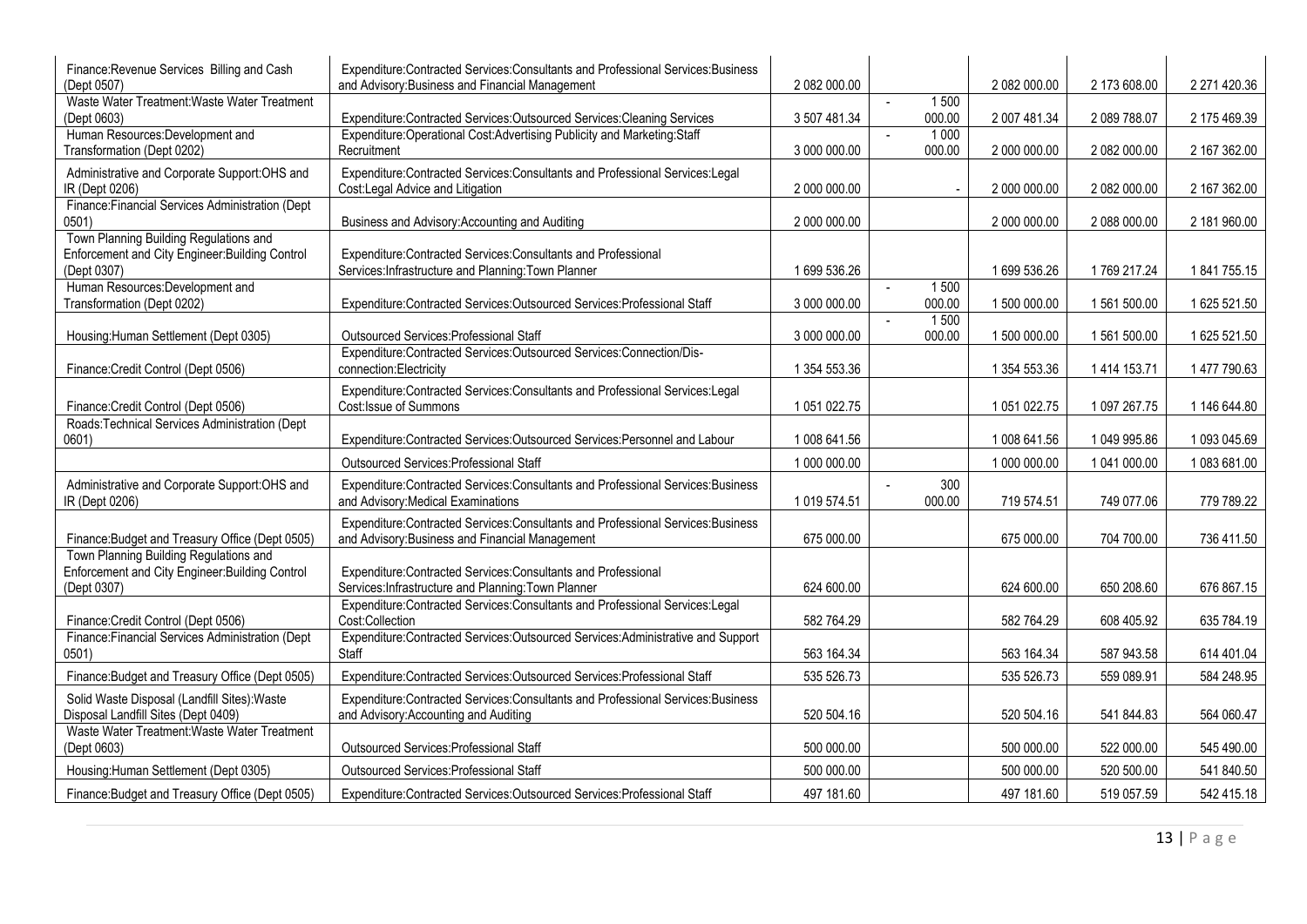| | | | | | | |
|---|---|---|---|---|---|---|
| Finance:Revenue Services Billing and Cash (Dept 0507) | Expenditure:Contracted Services:Consultants and Professional Services:Business and Advisory:Business and Financial Management | 2 082 000.00 | | 2 082 000.00 | 2 173 608.00 | 2 271 420.36 |
| Waste Water Treatment:Waste Water Treatment (Dept 0603) | Expenditure:Contracted Services:Outsourced Services:Cleaning Services | 3 507 481.34 | - 1 500 000.00 | 2 007 481.34 | 2 089 788.07 | 2 175 469.39 |
| Human Resources:Development and Transformation (Dept 0202) | Expenditure:Operational Cost:Advertising Publicity and Marketing:Staff Recruitment | 3 000 000.00 | - 1 000 000.00 | 2 000 000.00 | 2 082 000.00 | 2 167 362.00 |
| Administrative and Corporate Support:OHS and IR (Dept 0206) | Expenditure:Contracted Services:Consultants and Professional Services:Legal Cost:Legal Advice and Litigation | 2 000 000.00 | - | 2 000 000.00 | 2 082 000.00 | 2 167 362.00 |
| Finance:Financial Services Administration (Dept 0501) | Business and Advisory:Accounting and Auditing | 2 000 000.00 | | 2 000 000.00 | 2 088 000.00 | 2 181 960.00 |
| Town Planning Building Regulations and Enforcement and City Engineer:Building Control (Dept 0307) | Expenditure:Contracted Services:Consultants and Professional Services:Infrastructure and Planning:Town Planner | 1 699 536.26 | | 1 699 536.26 | 1 769 217.24 | 1 841 755.15 |
| Human Resources:Development and Transformation (Dept 0202) | Expenditure:Contracted Services:Outsourced Services:Professional Staff | 3 000 000.00 | - 1 500 000.00 | 1 500 000.00 | 1 561 500.00 | 1 625 521.50 |
| Housing:Human Settlement (Dept 0305) | Outsourced Services:Professional Staff | 3 000 000.00 | - 1 500 000.00 | 1 500 000.00 | 1 561 500.00 | 1 625 521.50 |
| Finance:Credit Control (Dept 0506) | Expenditure:Contracted Services:Outsourced Services:Connection/Dis-connection:Electricity | 1 354 553.36 | | 1 354 553.36 | 1 414 153.71 | 1 477 790.63 |
| Finance:Credit Control (Dept 0506) | Expenditure:Contracted Services:Consultants and Professional Services:Legal Cost:Issue of Summons | 1 051 022.75 | | 1 051 022.75 | 1 097 267.75 | 1 146 644.80 |
| Roads:Technical Services Administration (Dept 0601) | Expenditure:Contracted Services:Outsourced Services:Personnel and Labour | 1 008 641.56 | | 1 008 641.56 | 1 049 995.86 | 1 093 045.69 |
| | Outsourced Services:Professional Staff | 1 000 000.00 | | 1 000 000.00 | 1 041 000.00 | 1 083 681.00 |
| Administrative and Corporate Support:OHS and IR (Dept 0206) | Expenditure:Contracted Services:Consultants and Professional Services:Business and Advisory:Medical Examinations | 1 019 574.51 | - 300 000.00 | 719 574.51 | 749 077.06 | 779 789.22 |
| Finance:Budget and Treasury Office (Dept 0505) | Expenditure:Contracted Services:Consultants and Professional Services:Business and Advisory:Business and Financial Management | 675 000.00 | | 675 000.00 | 704 700.00 | 736 411.50 |
| Town Planning Building Regulations and Enforcement and City Engineer:Building Control (Dept 0307) | Expenditure:Contracted Services:Consultants and Professional Services:Infrastructure and Planning:Town Planner | 624 600.00 | | 624 600.00 | 650 208.60 | 676 867.15 |
| Finance:Credit Control (Dept 0506) | Expenditure:Contracted Services:Consultants and Professional Services:Legal Cost:Collection | 582 764.29 | | 582 764.29 | 608 405.92 | 635 784.19 |
| Finance:Financial Services Administration (Dept 0501) | Expenditure:Contracted Services:Outsourced Services:Administrative and Support Staff | 563 164.34 | | 563 164.34 | 587 943.58 | 614 401.04 |
| Finance:Budget and Treasury Office (Dept 0505) | Expenditure:Contracted Services:Outsourced Services:Professional Staff | 535 526.73 | | 535 526.73 | 559 089.91 | 584 248.95 |
| Solid Waste Disposal (Landfill Sites):Waste Disposal Landfill Sites (Dept 0409) | Expenditure:Contracted Services:Consultants and Professional Services:Business and Advisory:Accounting and Auditing | 520 504.16 | | 520 504.16 | 541 844.83 | 564 060.47 |
| Waste Water Treatment:Waste Water Treatment (Dept 0603) | Outsourced Services:Professional Staff | 500 000.00 | | 500 000.00 | 522 000.00 | 545 490.00 |
| Housing:Human Settlement (Dept 0305) | Outsourced Services:Professional Staff | 500 000.00 | | 500 000.00 | 520 500.00 | 541 840.50 |
| Finance:Budget and Treasury Office (Dept 0505) | Expenditure:Contracted Services:Outsourced Services:Professional Staff | 497 181.60 | | 497 181.60 | 519 057.59 | 542 415.18 |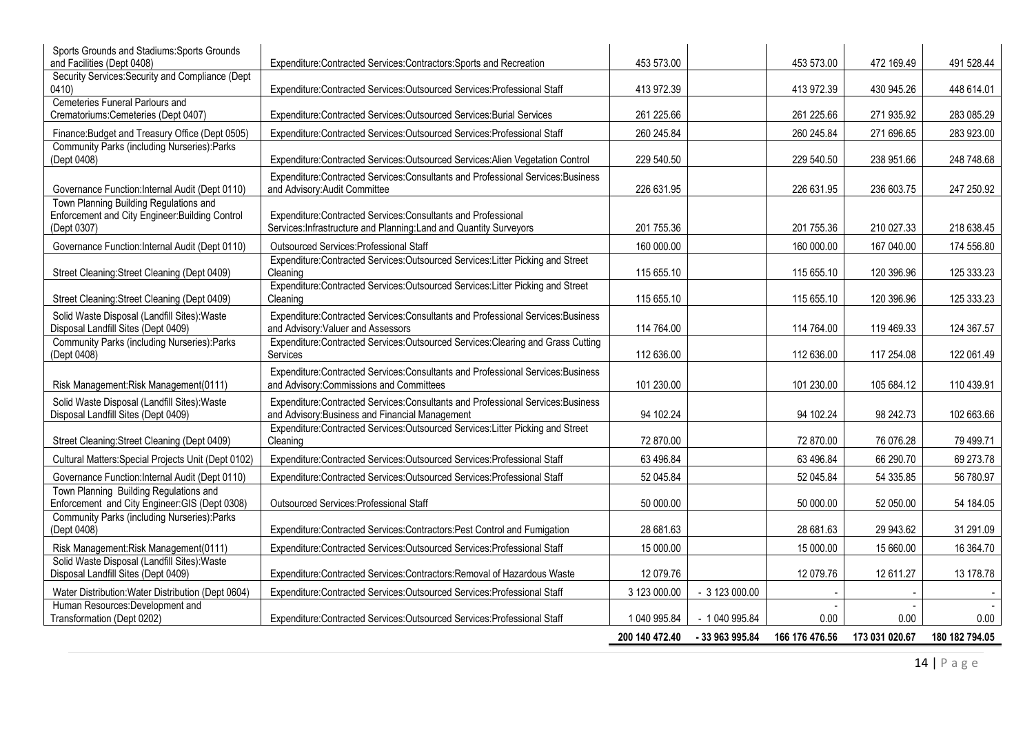| | | | | | | |
|---|---|---|---|---|---|---|
| Sports Grounds and Stadiums:Sports Grounds and Facilities (Dept 0408) | Expenditure:Contracted Services:Contractors:Sports and Recreation | 453 573.00 | | 453 573.00 | 472 169.49 | 491 528.44 |
| Security Services:Security and Compliance (Dept 0410) | Expenditure:Contracted Services:Outsourced Services:Professional Staff | 413 972.39 | | 413 972.39 | 430 945.26 | 448 614.01 |
| Cemeteries Funeral Parlours and Crematoriums:Cemeteries (Dept 0407) | Expenditure:Contracted Services:Outsourced Services:Burial Services | 261 225.66 | | 261 225.66 | 271 935.92 | 283 085.29 |
| Finance:Budget and Treasury Office (Dept 0505) | Expenditure:Contracted Services:Outsourced Services:Professional Staff | 260 245.84 | | 260 245.84 | 271 696.65 | 283 923.00 |
| Community Parks (including Nurseries):Parks (Dept 0408) | Expenditure:Contracted Services:Outsourced Services:Alien Vegetation Control | 229 540.50 | | 229 540.50 | 238 951.66 | 248 748.68 |
| Governance Function:Internal Audit (Dept 0110) | Expenditure:Contracted Services:Consultants and Professional Services:Business and Advisory:Audit Committee | 226 631.95 | | 226 631.95 | 236 603.75 | 247 250.92 |
| Town Planning Building Regulations and Enforcement and City Engineer:Building Control (Dept 0307) | Expenditure:Contracted Services:Consultants and Professional Services:Infrastructure and Planning:Land and Quantity Surveyors | 201 755.36 | | 201 755.36 | 210 027.33 | 218 638.45 |
| Governance Function:Internal Audit (Dept 0110) | Outsourced Services:Professional Staff | 160 000.00 | | 160 000.00 | 167 040.00 | 174 556.80 |
| Street Cleaning:Street Cleaning (Dept 0409) | Expenditure:Contracted Services:Outsourced Services:Litter Picking and Street Cleaning | 115 655.10 | | 115 655.10 | 120 396.96 | 125 333.23 |
| Street Cleaning:Street Cleaning (Dept 0409) | Expenditure:Contracted Services:Outsourced Services:Litter Picking and Street Cleaning | 115 655.10 | | 115 655.10 | 120 396.96 | 125 333.23 |
| Solid Waste Disposal (Landfill Sites):Waste Disposal Landfill Sites (Dept 0409) | Expenditure:Contracted Services:Consultants and Professional Services:Business and Advisory:Valuer and Assessors | 114 764.00 | | 114 764.00 | 119 469.33 | 124 367.57 |
| Community Parks (including Nurseries):Parks (Dept 0408) | Expenditure:Contracted Services:Outsourced Services:Clearing and Grass Cutting Services | 112 636.00 | | 112 636.00 | 117 254.08 | 122 061.49 |
| Risk Management:Risk Management(0111) | Expenditure:Contracted Services:Consultants and Professional Services:Business and Advisory:Commissions and Committees | 101 230.00 | | 101 230.00 | 105 684.12 | 110 439.91 |
| Solid Waste Disposal (Landfill Sites):Waste Disposal Landfill Sites (Dept 0409) | Expenditure:Contracted Services:Consultants and Professional Services:Business and Advisory:Business and Financial Management | 94 102.24 | | 94 102.24 | 98 242.73 | 102 663.66 |
| Street Cleaning:Street Cleaning (Dept 0409) | Expenditure:Contracted Services:Outsourced Services:Litter Picking and Street Cleaning | 72 870.00 | | 72 870.00 | 76 076.28 | 79 499.71 |
| Cultural Matters:Special Projects Unit (Dept 0102) | Expenditure:Contracted Services:Outsourced Services:Professional Staff | 63 496.84 | | 63 496.84 | 66 290.70 | 69 273.78 |
| Governance Function:Internal Audit (Dept 0110) | Expenditure:Contracted Services:Outsourced Services:Professional Staff | 52 045.84 | | 52 045.84 | 54 335.85 | 56 780.97 |
| Town Planning Building Regulations and Enforcement and City Engineer:GIS (Dept 0308) | Outsourced Services:Professional Staff | 50 000.00 | | 50 000.00 | 52 050.00 | 54 184.05 |
| Community Parks (including Nurseries):Parks (Dept 0408) | Expenditure:Contracted Services:Contractors:Pest Control and Fumigation | 28 681.63 | | 28 681.63 | 29 943.62 | 31 291.09 |
| Risk Management:Risk Management(0111) | Expenditure:Contracted Services:Outsourced Services:Professional Staff | 15 000.00 | | 15 000.00 | 15 660.00 | 16 364.70 |
| Solid Waste Disposal (Landfill Sites):Waste Disposal Landfill Sites (Dept 0409) | Expenditure:Contracted Services:Contractors:Removal of Hazardous Waste | 12 079.76 | | 12 079.76 | 12 611.27 | 13 178.78 |
| Water Distribution:Water Distribution (Dept 0604) | Expenditure:Contracted Services:Outsourced Services:Professional Staff | 3 123 000.00 | - 3 123 000.00 | - | - | - |
| Human Resources:Development and Transformation (Dept 0202) | Expenditure:Contracted Services:Outsourced Services:Professional Staff | 1 040 995.84 | - 1 040 995.84 | - 0.00 | - 0.00 | - 0.00 |
| | | **200 140 472.40** | **- 33 963 995.84** | **166 176 476.56** | **173 031 020.67** | **180 182 794.05** |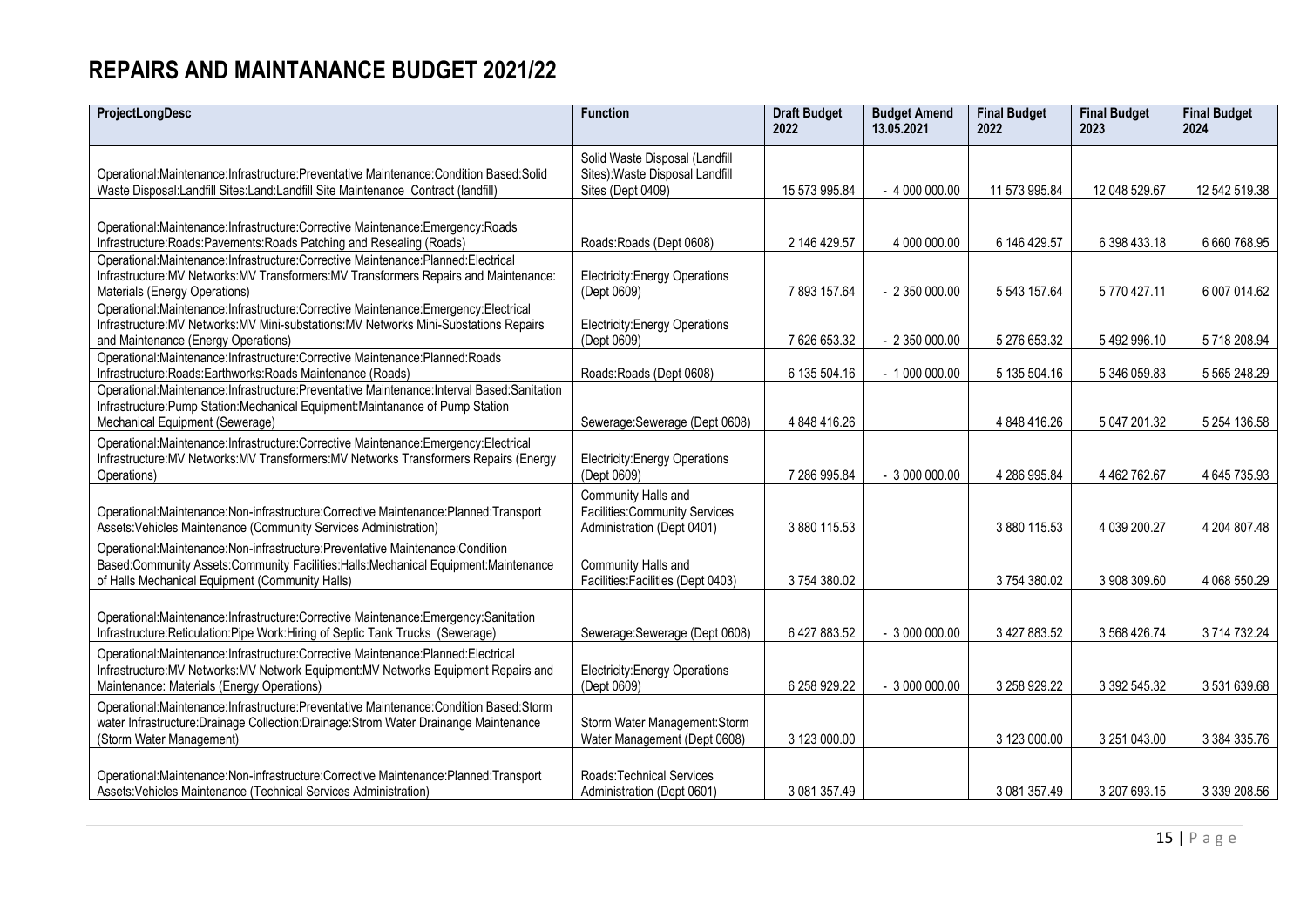# REPAIRS AND MAINTANANCE BUDGET 2021/22

| ProjectLongDesc | Function | Draft Budget 2022 | Budget Amend 13.05.2021 | Final Budget 2022 | Final Budget 2023 | Final Budget 2024 |
|---|---|---|---|---|---|---|
| Operational:Maintenance:Infrastructure:Preventative Maintenance:Condition Based:Solid Waste Disposal:Landfill Sites:Land:Landfill Site Maintenance Contract (landfill) | Solid Waste Disposal (Landfill Sites):Waste Disposal Landfill Sites (Dept 0409) | 15 573 995.84 | - 4 000 000.00 | 11 573 995.84 | 12 048 529.67 | 12 542 519.38 |
| Operational:Maintenance:Infrastructure:Corrective Maintenance:Emergency:Roads Infrastructure:Roads:Pavements:Roads Patching and Resealing (Roads) | Roads:Roads (Dept 0608) | 2 146 429.57 | 4 000 000.00 | 6 146 429.57 | 6 398 433.18 | 6 660 768.95 |
| Operational:Maintenance:Infrastructure:Corrective Maintenance:Planned:Electrical Infrastructure:MV Networks:MV Transformers:MV Transformers Repairs and Maintenance: Materials (Energy Operations) | Electricity:Energy Operations (Dept 0609) | 7 893 157.64 | - 2 350 000.00 | 5 543 157.64 | 5 770 427.11 | 6 007 014.62 |
| Operational:Maintenance:Infrastructure:Corrective Maintenance:Emergency:Electrical Infrastructure:MV Networks:MV Mini-substations:MV Networks Mini-Substations Repairs and Maintenance (Energy Operations) | Electricity:Energy Operations (Dept 0609) | 7 626 653.32 | - 2 350 000.00 | 5 276 653.32 | 5 492 996.10 | 5 718 208.94 |
| Operational:Maintenance:Infrastructure:Corrective Maintenance:Planned:Roads Infrastructure:Roads:Earthworks:Roads Maintenance (Roads) | Roads:Roads (Dept 0608) | 6 135 504.16 | - 1 000 000.00 | 5 135 504.16 | 5 346 059.83 | 5 565 248.29 |
| Operational:Maintenance:Infrastructure:Preventative Maintenance:Interval Based:Sanitation Infrastructure:Pump Station:Mechanical Equipment:Maintanance of Pump Station Mechanical Equipment (Sewerage) | Sewerage:Sewerage (Dept 0608) | 4 848 416.26 | | 4 848 416.26 | 5 047 201.32 | 5 254 136.58 |
| Operational:Maintenance:Infrastructure:Corrective Maintenance:Emergency:Electrical Infrastructure:MV Networks:MV Transformers:MV Networks Transformers Repairs (Energy Operations) | Electricity:Energy Operations (Dept 0609) | 7 286 995.84 | - 3 000 000.00 | 4 286 995.84 | 4 462 762.67 | 4 645 735.93 |
| Operational:Maintenance:Non-infrastructure:Corrective Maintenance:Planned:Transport Assets:Vehicles Maintenance (Community Services Administration) | Community Halls and Facilities:Community Services Administration (Dept 0401) | 3 880 115.53 | | 3 880 115.53 | 4 039 200.27 | 4 204 807.48 |
| Operational:Maintenance:Non-infrastructure:Preventative Maintenance:Condition Based:Community Assets:Community Facilities:Halls:Mechanical Equipment:Maintenance of Halls Mechanical Equipment (Community Halls) | Community Halls and Facilities:Facilities (Dept 0403) | 3 754 380.02 | | 3 754 380.02 | 3 908 309.60 | 4 068 550.29 |
| Operational:Maintenance:Infrastructure:Corrective Maintenance:Emergency:Sanitation Infrastructure:Reticulation:Pipe Work:Hiring of Septic Tank Trucks (Sewerage) | Sewerage:Sewerage (Dept 0608) | 6 427 883.52 | - 3 000 000.00 | 3 427 883.52 | 3 568 426.74 | 3 714 732.24 |
| Operational:Maintenance:Infrastructure:Corrective Maintenance:Planned:Electrical Infrastructure:MV Networks:MV Network Equipment:MV Networks Equipment Repairs and Maintenance: Materials (Energy Operations) | Electricity:Energy Operations (Dept 0609) | 6 258 929.22 | - 3 000 000.00 | 3 258 929.22 | 3 392 545.32 | 3 531 639.68 |
| Operational:Maintenance:Infrastructure:Preventative Maintenance:Condition Based:Storm water Infrastructure:Drainage Collection:Drainage:Strom Water Drainange Maintenance (Storm Water Management) | Storm Water Management:Storm Water Management (Dept 0608) | 3 123 000.00 | | 3 123 000.00 | 3 251 043.00 | 3 384 335.76 |
| Operational:Maintenance:Non-infrastructure:Corrective Maintenance:Planned:Transport Assets:Vehicles Maintenance (Technical Services Administration) | Roads:Technical Services Administration (Dept 0601) | 3 081 357.49 | | 3 081 357.49 | 3 207 693.15 | 3 339 208.56 |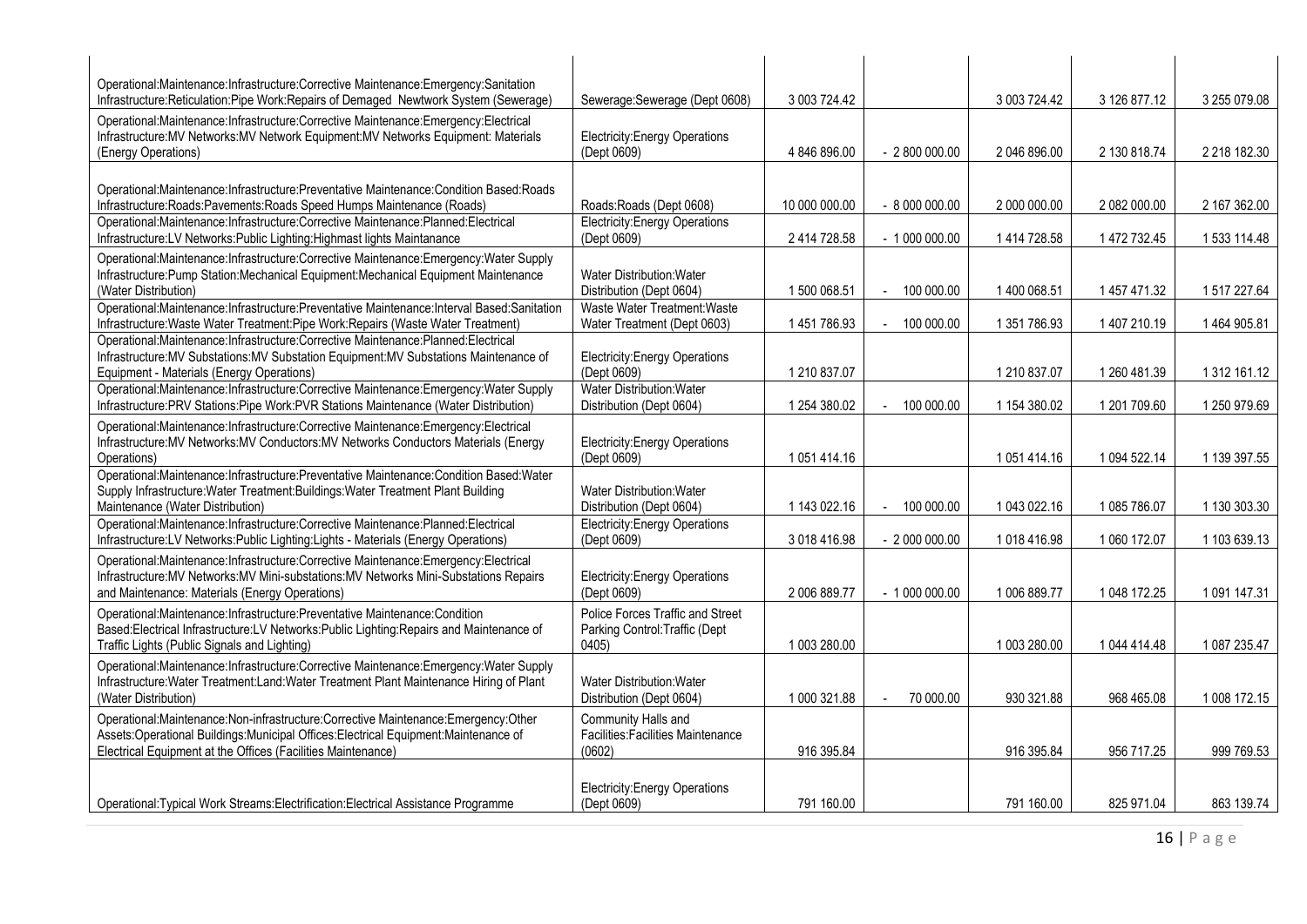| | | | | | | |
|---|---|---|---|---|---|---|
| Operational:Maintenance:Infrastructure:Corrective Maintenance:Emergency:Sanitation Infrastructure:Reticulation:Pipe Work:Repairs of Demaged Newtwork System (Sewerage) | Sewerage:Sewerage (Dept 0608) | 3 003 724.42 | | 3 003 724.42 | 3 126 877.12 | 3 255 079.08 |
| Operational:Maintenance:Infrastructure:Corrective Maintenance:Emergency:Electrical Infrastructure:MV Networks:MV Network Equipment:MV Networks Equipment: Materials (Energy Operations) | Electricity:Energy Operations (Dept 0609) | 4 846 896.00 | - 2 800 000.00 | 2 046 896.00 | 2 130 818.74 | 2 218 182.30 |
| Operational:Maintenance:Infrastructure:Preventative Maintenance:Condition Based:Roads Infrastructure:Roads:Pavements:Roads Speed Humps Maintenance (Roads) | Roads:Roads (Dept 0608) | 10 000 000.00 | - 8 000 000.00 | 2 000 000.00 | 2 082 000.00 | 2 167 362.00 |
| Operational:Maintenance:Infrastructure:Corrective Maintenance:Planned:Electrical Infrastructure:LV Networks:Public Lighting:Highmast lights Maintanance | Electricity:Energy Operations (Dept 0609) | 2 414 728.58 | - 1 000 000.00 | 1 414 728.58 | 1 472 732.45 | 1 533 114.48 |
| Operational:Maintenance:Infrastructure:Corrective Maintenance:Emergency:Water Supply Infrastructure:Pump Station:Mechanical Equipment:Mechanical Equipment Maintenance (Water Distribution) | Water Distribution:Water Distribution (Dept 0604) | 1 500 068.51 | - 100 000.00 | 1 400 068.51 | 1 457 471.32 | 1 517 227.64 |
| Operational:Maintenance:Infrastructure:Preventative Maintenance:Interval Based:Sanitation Infrastructure:Waste Water Treatment:Pipe Work:Repairs (Waste Water Treatment) | Waste Water Treatment:Waste Water Treatment (Dept 0603) | 1 451 786.93 | - 100 000.00 | 1 351 786.93 | 1 407 210.19 | 1 464 905.81 |
| Operational:Maintenance:Infrastructure:Corrective Maintenance:Planned:Electrical Infrastructure:MV Substations:MV Substation Equipment:MV Substations Maintenance of Equipment - Materials (Energy Operations) | Electricity:Energy Operations (Dept 0609) | 1 210 837.07 | | 1 210 837.07 | 1 260 481.39 | 1 312 161.12 |
| Operational:Maintenance:Infrastructure:Corrective Maintenance:Emergency:Water Supply Infrastructure:PRV Stations:Pipe Work:PVR Stations Maintenance (Water Distribution) | Water Distribution:Water Distribution (Dept 0604) | 1 254 380.02 | - 100 000.00 | 1 154 380.02 | 1 201 709.60 | 1 250 979.69 |
| Operational:Maintenance:Infrastructure:Corrective Maintenance:Emergency:Electrical Infrastructure:MV Networks:MV Conductors:MV Networks Conductors Materials (Energy Operations) | Electricity:Energy Operations (Dept 0609) | 1 051 414.16 | | 1 051 414.16 | 1 094 522.14 | 1 139 397.55 |
| Operational:Maintenance:Infrastructure:Preventative Maintenance:Condition Based:Water Supply Infrastructure:Water Treatment:Buildings:Water Treatment Plant Building Maintenance (Water Distribution) | Water Distribution:Water Distribution (Dept 0604) | 1 143 022.16 | - 100 000.00 | 1 043 022.16 | 1 085 786.07 | 1 130 303.30 |
| Operational:Maintenance:Infrastructure:Corrective Maintenance:Planned:Electrical Infrastructure:LV Networks:Public Lighting:Lights - Materials (Energy Operations) | Electricity:Energy Operations (Dept 0609) | 3 018 416.98 | - 2 000 000.00 | 1 018 416.98 | 1 060 172.07 | 1 103 639.13 |
| Operational:Maintenance:Infrastructure:Corrective Maintenance:Emergency:Electrical Infrastructure:MV Networks:MV Mini-substations:MV Networks Mini-Substations Repairs and Maintenance: Materials (Energy Operations) | Electricity:Energy Operations (Dept 0609) | 2 006 889.77 | - 1 000 000.00 | 1 006 889.77 | 1 048 172.25 | 1 091 147.31 |
| Operational:Maintenance:Infrastructure:Preventative Maintenance:Condition Based:Electrical Infrastructure:LV Networks:Public Lighting:Repairs and Maintenance of Traffic Lights (Public Signals and Lighting) | Police Forces Traffic and Street Parking Control:Traffic (Dept 0405) | 1 003 280.00 | | 1 003 280.00 | 1 044 414.48 | 1 087 235.47 |
| Operational:Maintenance:Infrastructure:Corrective Maintenance:Emergency:Water Supply Infrastructure:Water Treatment:Land:Water Treatment Plant Maintenance Hiring of Plant (Water Distribution) | Water Distribution:Water Distribution (Dept 0604) | 1 000 321.88 | - 70 000.00 | 930 321.88 | 968 465.08 | 1 008 172.15 |
| Operational:Maintenance:Non-infrastructure:Corrective Maintenance:Emergency:Other Assets:Operational Buildings:Municipal Offices:Electrical Equipment:Maintenance of Electrical Equipment at the Offices (Facilities Maintenance) | Community Halls and Facilities:Facilities Maintenance (0602) | 916 395.84 | | 916 395.84 | 956 717.25 | 999 769.53 |
| Operational:Typical Work Streams:Electrification:Electrical Assistance Programme | Electricity:Energy Operations (Dept 0609) | 791 160.00 | | 791 160.00 | 825 971.04 | 863 139.74 |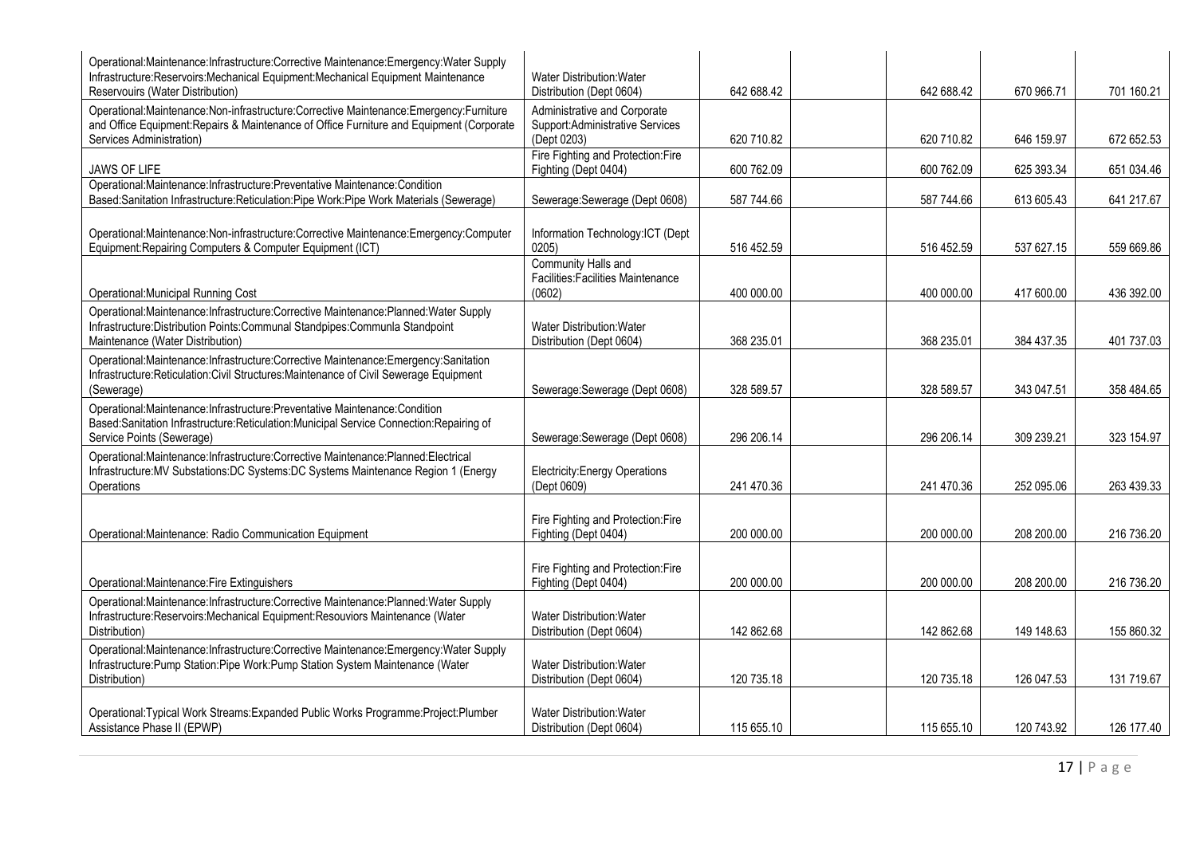| | | | | | | |
|---|---|---|---|---|---|---|
| Operational:Maintenance:Infrastructure:Corrective Maintenance:Emergency:Water Supply Infrastructure:Reservoirs:Mechanical Equipment:Mechanical Equipment Maintenance Reservouirs (Water Distribution) | Water Distribution:Water Distribution (Dept 0604) | 642 688.42 | | 642 688.42 | 670 966.71 | 701 160.21 |
| Operational:Maintenance:Non-infrastructure:Corrective Maintenance:Emergency:Furniture and Office Equipment:Repairs & Maintenance of Office Furniture and Equipment (Corporate Services Administration) | Administrative and Corporate Support:Administrative Services (Dept 0203) | 620 710.82 | | 620 710.82 | 646 159.97 | 672 652.53 |
| JAWS OF LIFE | Fire Fighting and Protection:Fire Fighting (Dept 0404) | 600 762.09 | | 600 762.09 | 625 393.34 | 651 034.46 |
| Operational:Maintenance:Infrastructure:Preventative Maintenance:Condition Based:Sanitation Infrastructure:Reticulation:Pipe Work:Pipe Work Materials (Sewerage) | Sewerage:Sewerage (Dept 0608) | 587 744.66 | | 587 744.66 | 613 605.43 | 641 217.67 |
| Operational:Maintenance:Non-infrastructure:Corrective Maintenance:Emergency:Computer Equipment:Repairing Computers & Computer Equipment (ICT) | Information Technology:ICT (Dept 0205) | 516 452.59 | | 516 452.59 | 537 627.15 | 559 669.86 |
| Operational:Municipal Running Cost | Community Halls and Facilities:Facilities Maintenance (0602) | 400 000.00 | | 400 000.00 | 417 600.00 | 436 392.00 |
| Operational:Maintenance:Infrastructure:Corrective Maintenance:Planned:Water Supply Infrastructure:Distribution Points:Communal Standpipes:Communla Standpoint Maintenance (Water Distribution) | Water Distribution:Water Distribution (Dept 0604) | 368 235.01 | | 368 235.01 | 384 437.35 | 401 737.03 |
| Operational:Maintenance:Infrastructure:Corrective Maintenance:Emergency:Sanitation Infrastructure:Reticulation:Civil Structures:Maintenance of Civil Sewerage Equipment (Sewerage) | Sewerage:Sewerage (Dept 0608) | 328 589.57 | | 328 589.57 | 343 047.51 | 358 484.65 |
| Operational:Maintenance:Infrastructure:Preventative Maintenance:Condition Based:Sanitation Infrastructure:Reticulation:Municipal Service Connection:Repairing of Service Points (Sewerage) | Sewerage:Sewerage (Dept 0608) | 296 206.14 | | 296 206.14 | 309 239.21 | 323 154.97 |
| Operational:Maintenance:Infrastructure:Corrective Maintenance:Planned:Electrical Infrastructure:MV Substations:DC Systems:DC Systems Maintenance Region 1 (Energy Operations | Electricity:Energy Operations (Dept 0609) | 241 470.36 | | 241 470.36 | 252 095.06 | 263 439.33 |
| Operational:Maintenance: Radio Communication Equipment | Fire Fighting and Protection:Fire Fighting (Dept 0404) | 200 000.00 | | 200 000.00 | 208 200.00 | 216 736.20 |
| Operational:Maintenance:Fire Extinguishers | Fire Fighting and Protection:Fire Fighting (Dept 0404) | 200 000.00 | | 200 000.00 | 208 200.00 | 216 736.20 |
| Operational:Maintenance:Infrastructure:Corrective Maintenance:Planned:Water Supply Infrastructure:Reservoirs:Mechanical Equipment:Resouviors Maintenance (Water Distribution) | Water Distribution:Water Distribution (Dept 0604) | 142 862.68 | | 142 862.68 | 149 148.63 | 155 860.32 |
| Operational:Maintenance:Infrastructure:Corrective Maintenance:Emergency:Water Supply Infrastructure:Pump Station:Pipe Work:Pump Station System Maintenance (Water Distribution) | Water Distribution:Water Distribution (Dept 0604) | 120 735.18 | | 120 735.18 | 126 047.53 | 131 719.67 |
| Operational:Typical Work Streams:Expanded Public Works Programme:Project:Plumber Assistance Phase II (EPWP) | Water Distribution:Water Distribution (Dept 0604) | 115 655.10 | | 115 655.10 | 120 743.92 | 126 177.40 |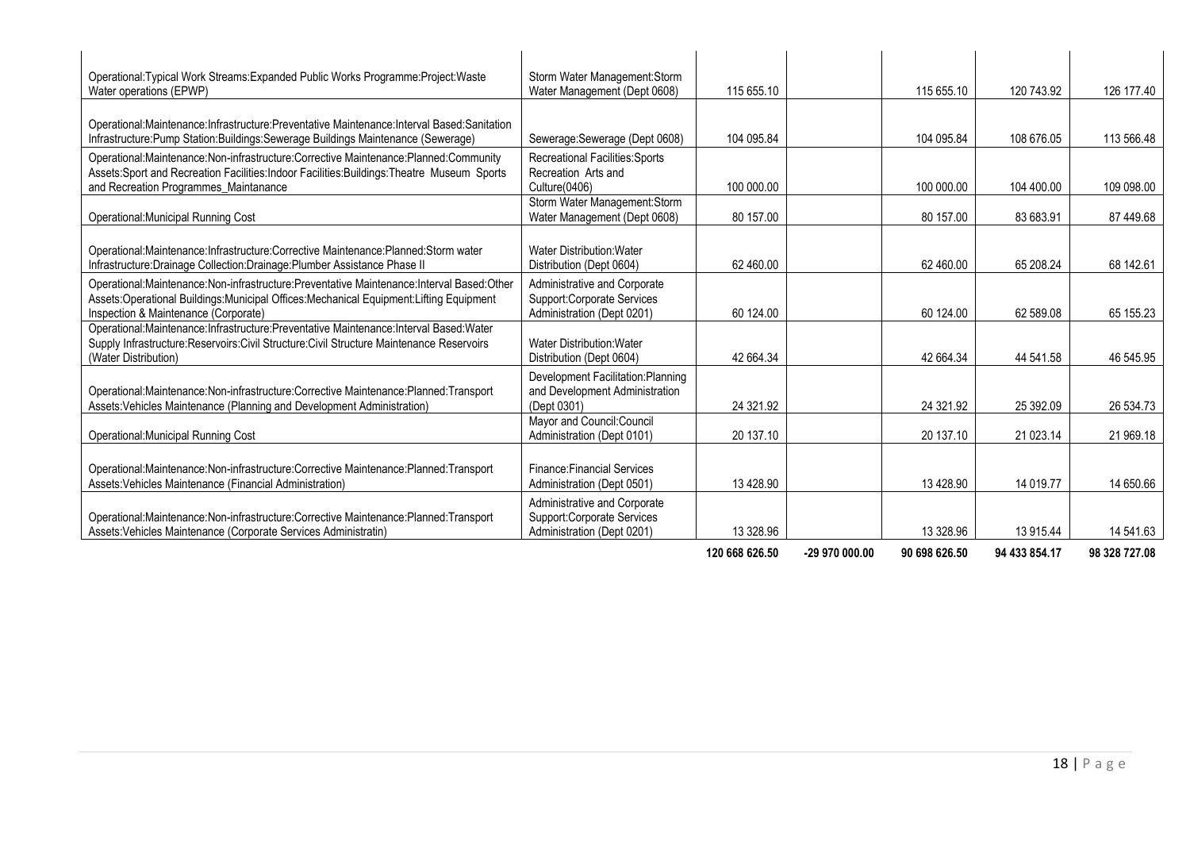| | | | | | | |
|---|---|---|---|---|---|---|
| Operational:Typical Work Streams:Expanded Public Works Programme:Project:Waste Water operations (EPWP) | Storm Water Management:Storm Water Management (Dept 0608) | 115 655.10 | | 115 655.10 | 120 743.92 | 126 177.40 |
| Operational:Maintenance:Infrastructure:Preventative Maintenance:Interval Based:Sanitation Infrastructure:Pump Station:Buildings:Sewerage Buildings Maintenance (Sewerage) | Sewerage:Sewerage (Dept 0608) | 104 095.84 | | 104 095.84 | 108 676.05 | 113 566.48 |
| Operational:Maintenance:Non-infrastructure:Corrective Maintenance:Planned:Community Assets:Sport and Recreation Facilities:Indoor Facilities:Buildings:Theatre Museum Sports and Recreation Programmes_Maintanance | Recreational Facilities:Sports Recreation Arts and Culture(0406) | 100 000.00 | | 100 000.00 | 104 400.00 | 109 098.00 |
| Operational:Municipal Running Cost | Storm Water Management:Storm Water Management (Dept 0608) | 80 157.00 | | 80 157.00 | 83 683.91 | 87 449.68 |
| Operational:Maintenance:Infrastructure:Corrective Maintenance:Planned:Storm water Infrastructure:Drainage Collection:Drainage:Plumber Assistance Phase II | Water Distribution:Water Distribution (Dept 0604) | 62 460.00 | | 62 460.00 | 65 208.24 | 68 142.61 |
| Operational:Maintenance:Non-infrastructure:Preventative Maintenance:Interval Based:Other Assets:Operational Buildings:Municipal Offices:Mechanical Equipment:Lifting Equipment Inspection & Maintenance (Corporate) | Administrative and Corporate Support:Corporate Services Administration (Dept 0201) | 60 124.00 | | 60 124.00 | 62 589.08 | 65 155.23 |
| Operational:Maintenance:Infrastructure:Preventative Maintenance:Interval Based:Water Supply Infrastructure:Reservoirs:Civil Structure:Civil Structure Maintenance Reservoirs (Water Distribution) | Water Distribution:Water Distribution (Dept 0604) | 42 664.34 | | 42 664.34 | 44 541.58 | 46 545.95 |
| Operational:Maintenance:Non-infrastructure:Corrective Maintenance:Planned:Transport Assets:Vehicles Maintenance (Planning and Development Administration) | Development Facilitation:Planning and Development Administration (Dept 0301) | 24 321.92 | | 24 321.92 | 25 392.09 | 26 534.73 |
| Operational:Municipal Running Cost | Mayor and Council:Council Administration (Dept 0101) | 20 137.10 | | 20 137.10 | 21 023.14 | 21 969.18 |
| Operational:Maintenance:Non-infrastructure:Corrective Maintenance:Planned:Transport Assets:Vehicles Maintenance (Financial Administration) | Finance:Financial Services Administration (Dept 0501) | 13 428.90 | | 13 428.90 | 14 019.77 | 14 650.66 |
| Operational:Maintenance:Non-infrastructure:Corrective Maintenance:Planned:Transport Assets:Vehicles Maintenance (Corporate Services Administratin) | Administrative and Corporate Support:Corporate Services Administration (Dept 0201) | 13 328.96 | | 13 328.96 | 13 915.44 | 14 541.63 |
| | | **120 668 626.50** | **-29 970 000.00** | **90 698 626.50** | **94 433 854.17** | **98 328 727.08** |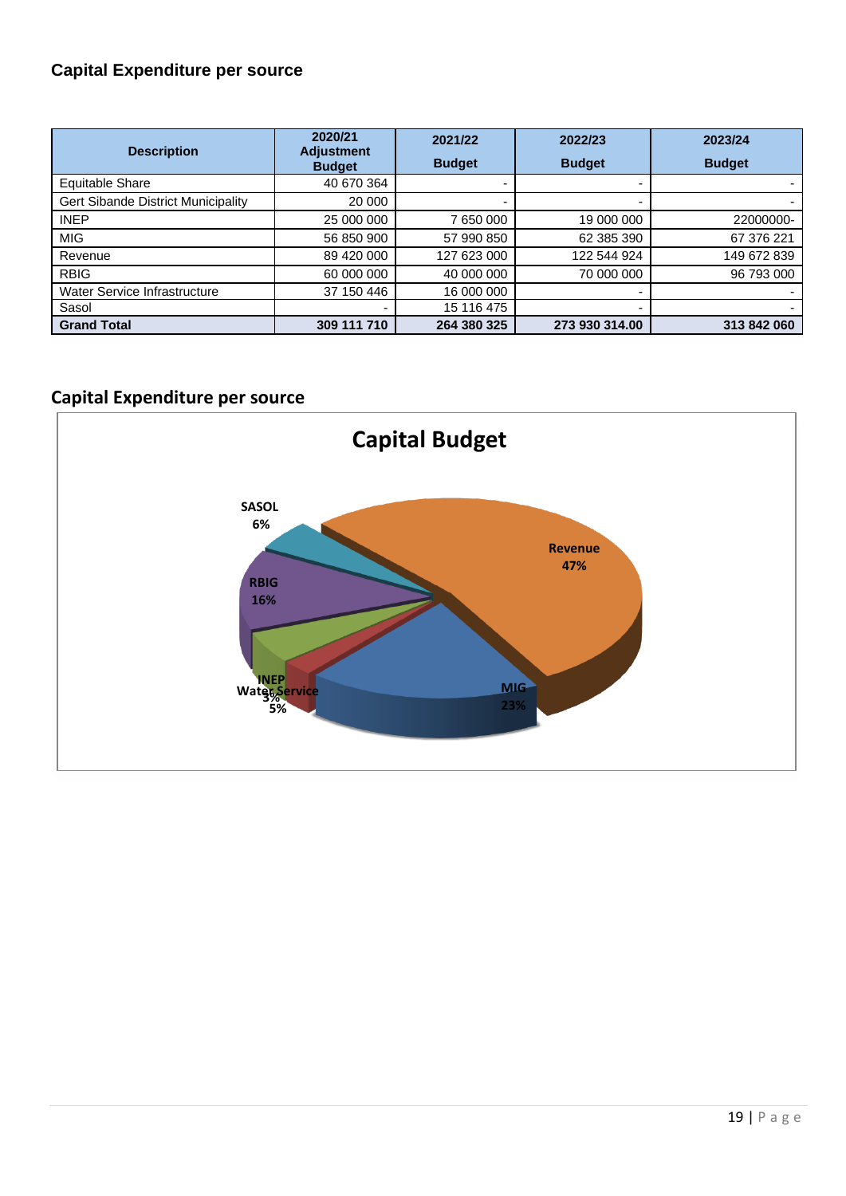### Capital Expenditure per source

| Description | 2020/21 Adjustment Budget | 2021/22 Budget | 2022/23 Budget | 2023/24 Budget |
|---|---|---|---|---|
| Equitable Share | 40 670 364 | - | - | - |
| Gert Sibande District Municipality | 20 000 | - | - | - |
| INEP | 25 000 000 | 7 650 000 | 19 000 000 | 22000000- |
| MIG | 56 850 900 | 57 990 850 | 62 385 390 | 67 376 221 |
| Revenue | 89 420 000 | 127 623 000 | 122 544 924 | 149 672 839 |
| RBIG | 60 000 000 | 40 000 000 | 70 000 000 | 96 793 000 |
| Water Service Infrastructure | 37 150 446 | 16 000 000 | - | - |
| Sasol | - | 15 116 475 | - | - |
| **Grand Total** | **309 111 710** | **264 380 325** | **273 930 314.00** | **313 842 060** |

### Capital Expenditure per source

**Capital Budget**

- Revenue 47%
- MIG 23%
- RBIG 16%
- SASOL 6%
- Water Service 5%
- INEP 3%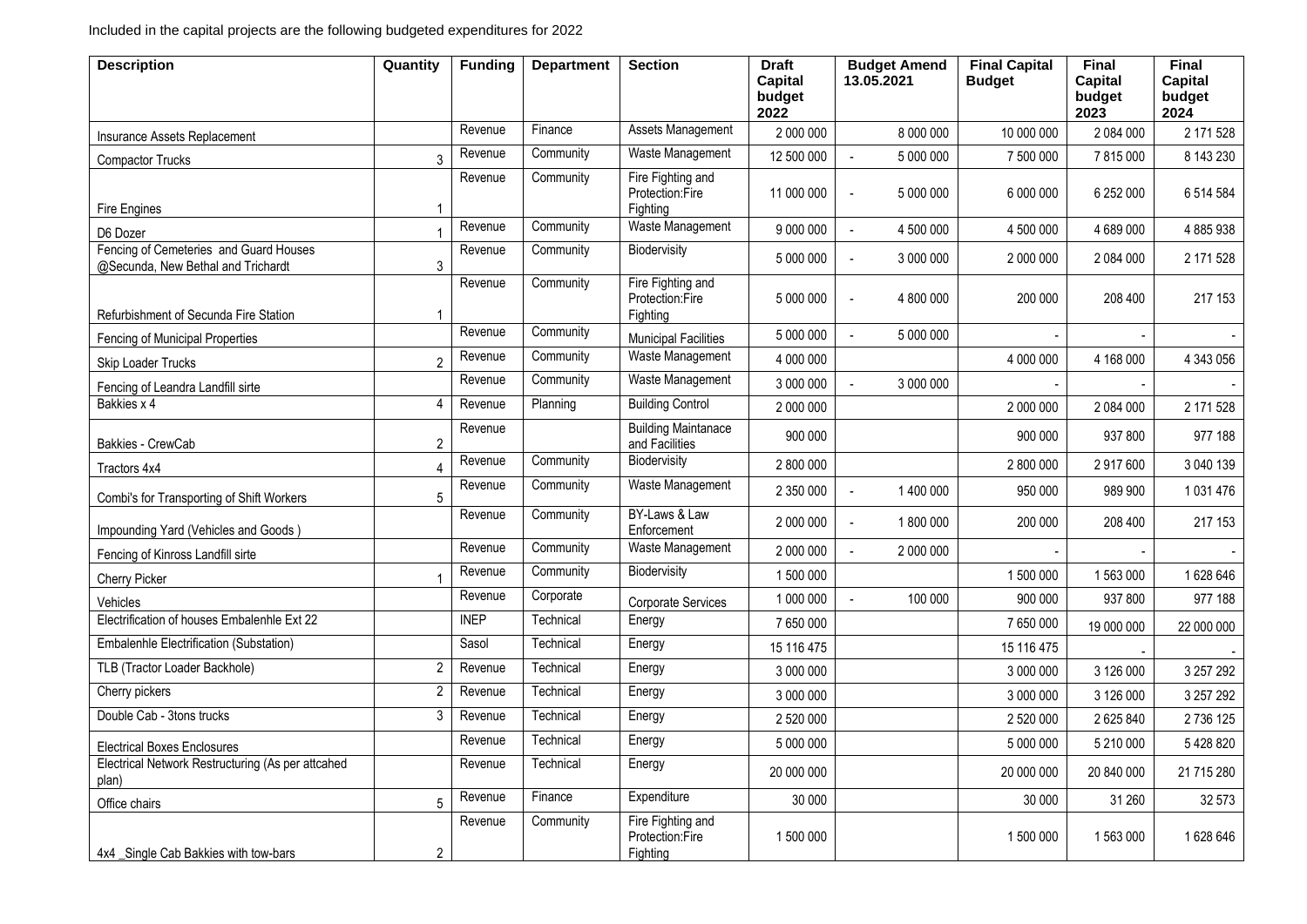Included in the capital projects are the following budgeted expenditures for 2022

| Description | Quantity | Funding | Department | Section | Draft Capital budget 2022 | Budget Amend 13.05.2021 | Final Capital Budget | Final Capital budget 2023 | Final Capital budget 2024 |
|---|---|---|---|---|---|---|---|---|---|
| Insurance Assets Replacement | | Revenue | Finance | Assets Management | 2 000 000 | 8 000 000 | 10 000 000 | 2 084 000 | 2 171 528 |
| Compactor Trucks | 3 | Revenue | Community | Waste Management | 12 500 000 | - 5 000 000 | 7 500 000 | 7 815 000 | 8 143 230 |
| Fire Engines | 1 | Revenue | Community | Fire Fighting and Protection:Fire Fighting | 11 000 000 | - 5 000 000 | 6 000 000 | 6 252 000 | 6 514 584 |
| D6 Dozer | 1 | Revenue | Community | Waste Management | 9 000 000 | - 4 500 000 | 4 500 000 | 4 689 000 | 4 885 938 |
| Fencing of Cemeteries and Guard Houses @Secunda, New Bethal and Trichardt | 3 | Revenue | Community | Biodervisity | 5 000 000 | - 3 000 000 | 2 000 000 | 2 084 000 | 2 171 528 |
| Refurbishment of Secunda Fire Station | 1 | Revenue | Community | Fire Fighting and Protection:Fire Fighting | 5 000 000 | - 4 800 000 | 200 000 | 208 400 | 217 153 |
| Fencing of Municipal Properties | | Revenue | Community | Municipal Facilities | 5 000 000 | - 5 000 000 | - | - | - |
| Skip Loader Trucks | 2 | Revenue | Community | Waste Management | 4 000 000 | | 4 000 000 | 4 168 000 | 4 343 056 |
| Fencing of Leandra Landfill sirte | | Revenue | Community | Waste Management | 3 000 000 | - 3 000 000 | - | - | - |
| Bakkies x 4 | 4 | Revenue | Planning | Building Control | 2 000 000 | | 2 000 000 | 2 084 000 | 2 171 528 |
| Bakkies - CrewCab | 2 | Revenue | | Building Maintanace and Facilities | 900 000 | | 900 000 | 937 800 | 977 188 |
| Tractors 4x4 | 4 | Revenue | Community | Biodervisity | 2 800 000 | | 2 800 000 | 2 917 600 | 3 040 139 |
| Combi's for Transporting of Shift Workers | 5 | Revenue | Community | Waste Management | 2 350 000 | - 1 400 000 | 950 000 | 989 900 | 1 031 476 |
| Impounding Yard (Vehicles and Goods ) | | Revenue | Community | BY-Laws & Law Enforcement | 2 000 000 | - 1 800 000 | 200 000 | 208 400 | 217 153 |
| Fencing of Kinross Landfill sirte | | Revenue | Community | Waste Management | 2 000 000 | - 2 000 000 | - | - | - |
| Cherry Picker | 1 | Revenue | Community | Biodervisity | 1 500 000 | | 1 500 000 | 1 563 000 | 1 628 646 |
| Vehicles | | Revenue | Corporate | Corporate Services | 1 000 000 | - 100 000 | 900 000 | 937 800 | 977 188 |
| Electrification of houses Embalenhle Ext 22 | | INEP | Technical | Energy | 7 650 000 | | 7 650 000 | 19 000 000 | 22 000 000 |
| Embalenhle Electrification (Substation) | | Sasol | Technical | Energy | 15 116 475 | | 15 116 475 | - | - |
| TLB (Tractor Loader Backhole) | 2 | Revenue | Technical | Energy | 3 000 000 | | 3 000 000 | 3 126 000 | 3 257 292 |
| Cherry pickers | 2 | Revenue | Technical | Energy | 3 000 000 | | 3 000 000 | 3 126 000 | 3 257 292 |
| Double Cab - 3tons trucks | 3 | Revenue | Technical | Energy | 2 520 000 | | 2 520 000 | 2 625 840 | 2 736 125 |
| Electrical Boxes Enclosures | | Revenue | Technical | Energy | 5 000 000 | | 5 000 000 | 5 210 000 | 5 428 820 |
| Electrical Network Restructuring (As per attcahed plan) | | Revenue | Technical | Energy | 20 000 000 | | 20 000 000 | 20 840 000 | 21 715 280 |
| Office chairs | 5 | Revenue | Finance | Expenditure | 30 000 | | 30 000 | 31 260 | 32 573 |
| 4x4 _Single Cab Bakkies with tow-bars | 2 | Revenue | Community | Fire Fighting and Protection:Fire Fighting | 1 500 000 | | 1 500 000 | 1 563 000 | 1 628 646 |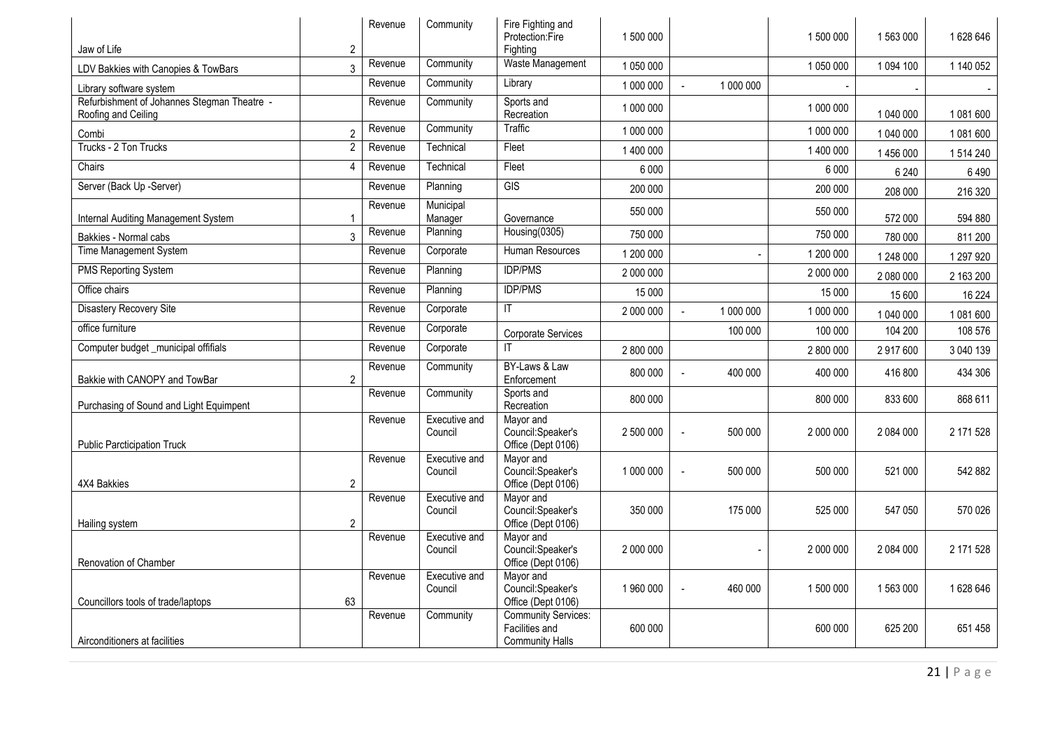| | | | | | | | | | |
|---|---|---|---|---|---|---|---|---|---|
| Jaw of Life | 2 | Revenue | Community | Fire Fighting and Protection:Fire Fighting | 1 500 000 | | 1 500 000 | 1 563 000 | 1 628 646 |
| LDV Bakkies with Canopies & TowBars | 3 | Revenue | Community | Waste Management | 1 050 000 | | 1 050 000 | 1 094 100 | 1 140 052 |
| Library software system | | Revenue | Community | Library | 1 000 000 | - 1 000 000 | - | - | - |
| Refurbishment of Johannes Stegman Theatre - Roofing and Ceiling | | Revenue | Community | Sports and Recreation | 1 000 000 | | 1 000 000 | 1 040 000 | 1 081 600 |
| Combi | 2 | Revenue | Community | Traffic | 1 000 000 | | 1 000 000 | 1 040 000 | 1 081 600 |
| Trucks - 2 Ton Trucks | 2 | Revenue | Technical | Fleet | 1 400 000 | | 1 400 000 | 1 456 000 | 1 514 240 |
| Chairs | 4 | Revenue | Technical | Fleet | 6 000 | | 6 000 | 6 240 | 6 490 |
| Server (Back Up -Server) | | Revenue | Planning | GIS | 200 000 | | 200 000 | 208 000 | 216 320 |
| Internal Auditing Management System | 1 | Revenue | Municipal Manager | Governance | 550 000 | | 550 000 | 572 000 | 594 880 |
| Bakkies - Normal cabs | 3 | Revenue | Planning | Housing(0305) | 750 000 | | 750 000 | 780 000 | 811 200 |
| Time Management System | | Revenue | Corporate | Human Resources | 1 200 000 | - | 1 200 000 | 1 248 000 | 1 297 920 |
| PMS Reporting System | | Revenue | Planning | IDP/PMS | 2 000 000 | | 2 000 000 | 2 080 000 | 2 163 200 |
| Office chairs | | Revenue | Planning | IDP/PMS | 15 000 | | 15 000 | 15 600 | 16 224 |
| Disastery Recovery Site | | Revenue | Corporate | IT | 2 000 000 | - 1 000 000 | 1 000 000 | 1 040 000 | 1 081 600 |
| office furniture | | Revenue | Corporate | Corporate Services | | 100 000 | 100 000 | 104 200 | 108 576 |
| Computer budget _municipal offifials | | Revenue | Corporate | IT | 2 800 000 | | 2 800 000 | 2 917 600 | 3 040 139 |
| Bakkie with CANOPY and TowBar | 2 | Revenue | Community | BY-Laws & Law Enforcement | 800 000 | - 400 000 | 400 000 | 416 800 | 434 306 |
| Purchasing of Sound and Light Equimpent | | Revenue | Community | Sports and Recreation | 800 000 | | 800 000 | 833 600 | 868 611 |
| Public Parcticipation Truck | | Revenue | Executive and Council | Mayor and Council:Speaker's Office (Dept 0106) | 2 500 000 | - 500 000 | 2 000 000 | 2 084 000 | 2 171 528 |
| 4X4 Bakkies | 2 | Revenue | Executive and Council | Mayor and Council:Speaker's Office (Dept 0106) | 1 000 000 | - 500 000 | 500 000 | 521 000 | 542 882 |
| Hailing system | 2 | Revenue | Executive and Council | Mayor and Council:Speaker's Office (Dept 0106) | 350 000 | 175 000 | 525 000 | 547 050 | 570 026 |
| Renovation of Chamber | | Revenue | Executive and Council | Mayor and Council:Speaker's Office (Dept 0106) | 2 000 000 | - | 2 000 000 | 2 084 000 | 2 171 528 |
| Councillors tools of trade/laptops | 63 | Revenue | Executive and Council | Mayor and Council:Speaker's Office (Dept 0106) | 1 960 000 | - 460 000 | 1 500 000 | 1 563 000 | 1 628 646 |
| Airconditioners at facilities | | Revenue | Community | Community Services: Facilities and Community Halls | 600 000 | | 600 000 | 625 200 | 651 458 |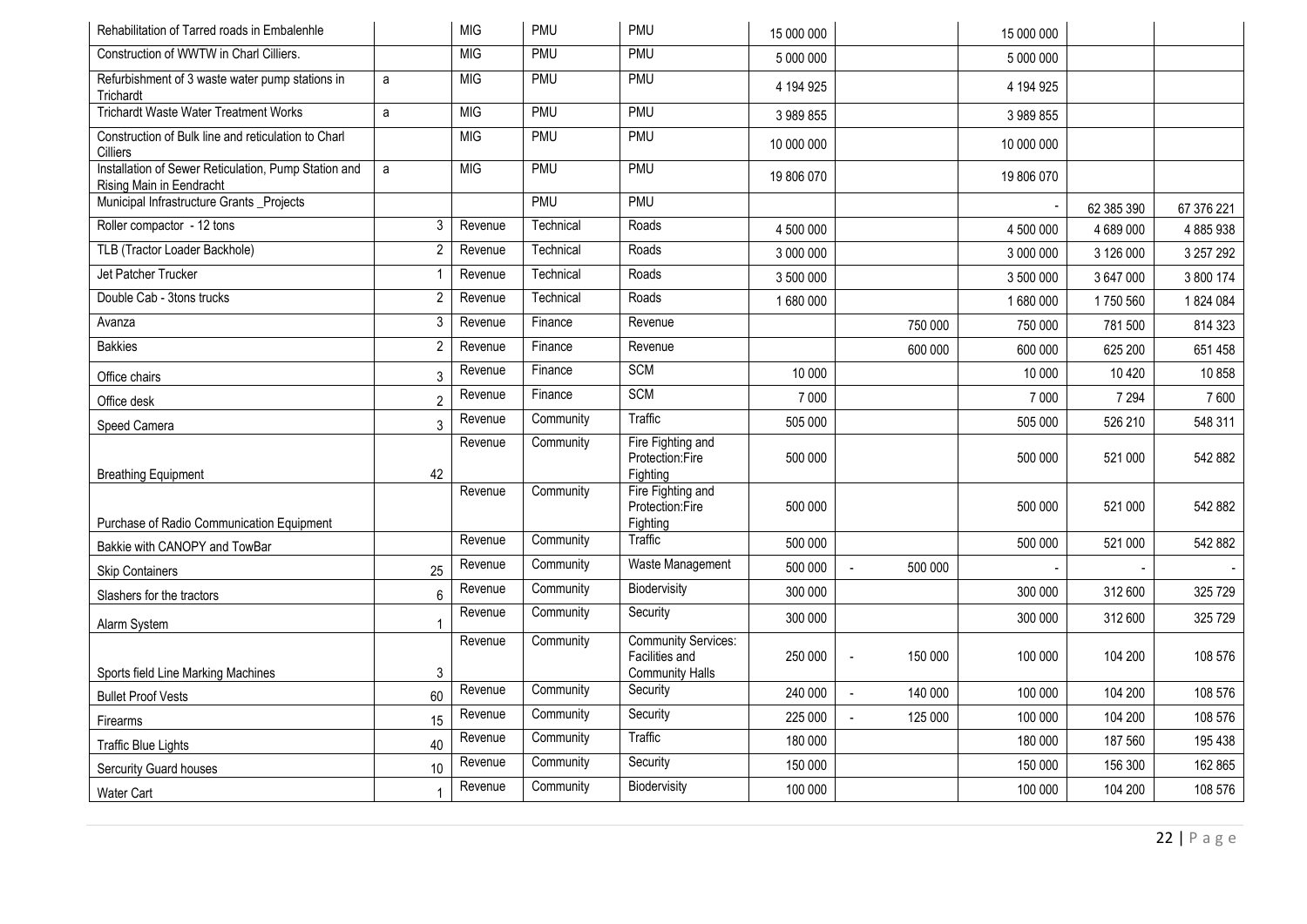| | | | | | | | | | |
|---|---|---|---|---|---|---|---|---|---|
| Rehabilitation of Tarred roads in Embalenhle | | MIG | PMU | PMU | 15 000 000 | | 15 000 000 | | |
| Construction of WWTW in Charl Cilliers. | | MIG | PMU | PMU | 5 000 000 | | 5 000 000 | | |
| Refurbishment of 3 waste water pump stations in Trichardt | a | MIG | PMU | PMU | 4 194 925 | | 4 194 925 | | |
| Trichardt Waste Water Treatment Works | a | MIG | PMU | PMU | 3 989 855 | | 3 989 855 | | |
| Construction of Bulk line and reticulation to Charl Cilliers | | MIG | PMU | PMU | 10 000 000 | | 10 000 000 | | |
| Installation of Sewer Reticulation, Pump Station and Rising Main in Eendracht | a | MIG | PMU | PMU | 19 806 070 | | 19 806 070 | | |
| Municipal Infrastructure Grants _Projects | | | PMU | PMU | | | - | 62 385 390 | 67 376 221 |
| Roller compactor - 12 tons | 3 | Revenue | Technical | Roads | 4 500 000 | | 4 500 000 | 4 689 000 | 4 885 938 |
| TLB (Tractor Loader Backhole) | 2 | Revenue | Technical | Roads | 3 000 000 | | 3 000 000 | 3 126 000 | 3 257 292 |
| Jet Patcher Trucker | 1 | Revenue | Technical | Roads | 3 500 000 | | 3 500 000 | 3 647 000 | 3 800 174 |
| Double Cab - 3tons trucks | 2 | Revenue | Technical | Roads | 1 680 000 | | 1 680 000 | 1 750 560 | 1 824 084 |
| Avanza | 3 | Revenue | Finance | Revenue | | 750 000 | 750 000 | 781 500 | 814 323 |
| Bakkies | 2 | Revenue | Finance | Revenue | | 600 000 | 600 000 | 625 200 | 651 458 |
| Office chairs | 3 | Revenue | Finance | SCM | 10 000 | | 10 000 | 10 420 | 10 858 |
| Office desk | 2 | Revenue | Finance | SCM | 7 000 | | 7 000 | 7 294 | 7 600 |
| Speed Camera | 3 | Revenue | Community | Traffic | 505 000 | | 505 000 | 526 210 | 548 311 |
| Breathing Equipment | 42 | Revenue | Community | Fire Fighting and Protection:Fire Fighting | 500 000 | | 500 000 | 521 000 | 542 882 |
| Purchase of Radio Communication Equipment | | Revenue | Community | Fire Fighting and Protection:Fire Fighting | 500 000 | | 500 000 | 521 000 | 542 882 |
| Bakkie with CANOPY and TowBar | | Revenue | Community | Traffic | 500 000 | | 500 000 | 521 000 | 542 882 |
| Skip Containers | 25 | Revenue | Community | Waste Management | 500 000 | - 500 000 | - | - | - |
| Slashers for the tractors | 6 | Revenue | Community | Biodervisity | 300 000 | | 300 000 | 312 600 | 325 729 |
| Alarm System | 1 | Revenue | Community | Security | 300 000 | | 300 000 | 312 600 | 325 729 |
| Sports field Line Marking Machines | 3 | Revenue | Community | Community Services: Facilities and Community Halls | 250 000 | - 150 000 | 100 000 | 104 200 | 108 576 |
| Bullet Proof Vests | 60 | Revenue | Community | Security | 240 000 | - 140 000 | 100 000 | 104 200 | 108 576 |
| Firearms | 15 | Revenue | Community | Security | 225 000 | - 125 000 | 100 000 | 104 200 | 108 576 |
| Traffic Blue Lights | 40 | Revenue | Community | Traffic | 180 000 | | 180 000 | 187 560 | 195 438 |
| Sercurity Guard houses | 10 | Revenue | Community | Security | 150 000 | | 150 000 | 156 300 | 162 865 |
| Water Cart | 1 | Revenue | Community | Biodervisity | 100 000 | | 100 000 | 104 200 | 108 576 |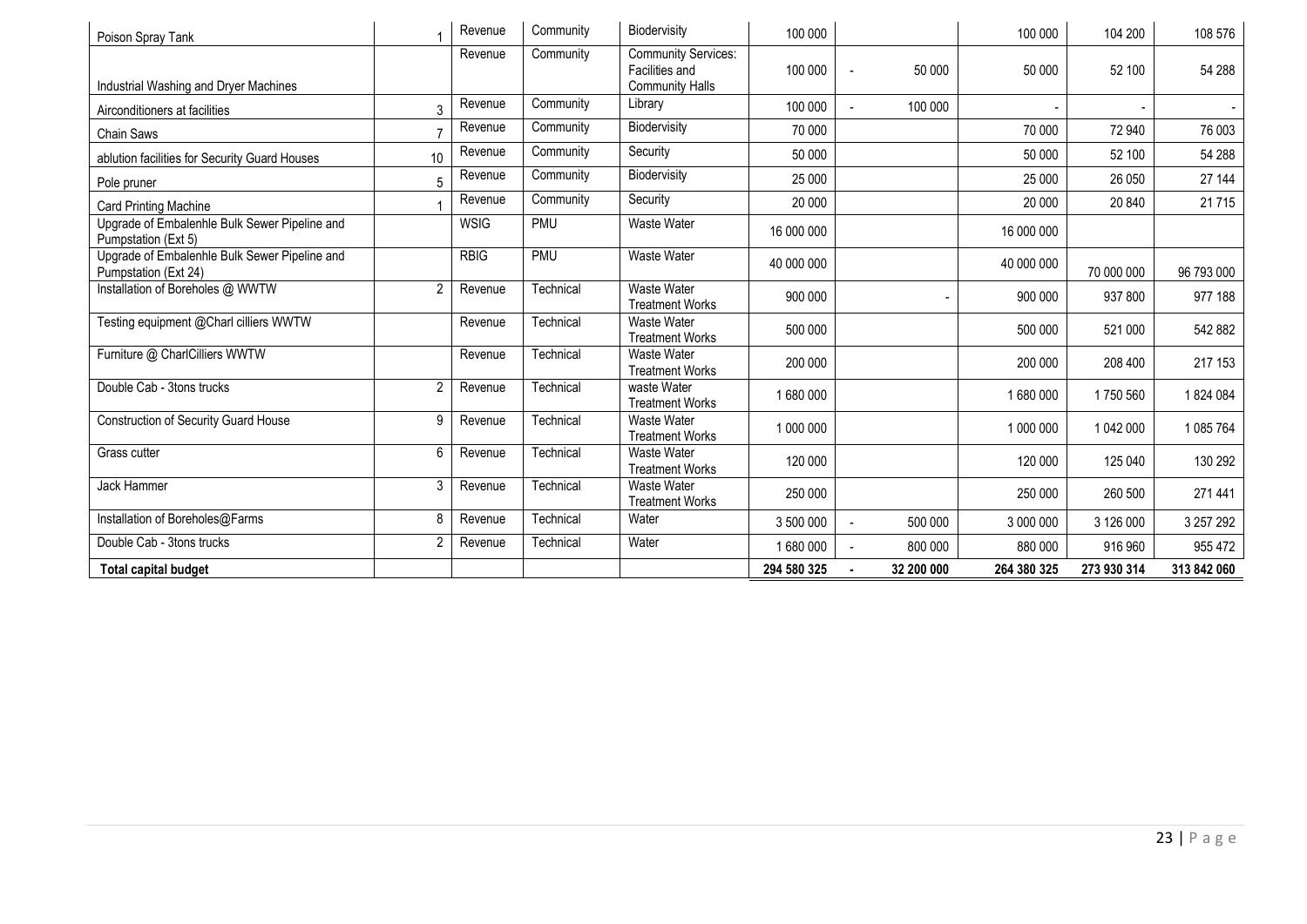| | | | | | | | | | |
|---|---|---|---|---|---|---|---|---|---|
| Poison Spray Tank | 1 | Revenue | Community | Biodervisity | 100 000 | | 100 000 | 104 200 | 108 576 |
| Industrial Washing and Dryer Machines | | Revenue | Community | Community Services: Facilities and Community Halls | 100 000 | - 50 000 | 50 000 | 52 100 | 54 288 |
| Airconditioners at facilities | 3 | Revenue | Community | Library | 100 000 | - 100 000 | - | - | - |
| Chain Saws | 7 | Revenue | Community | Biodervisity | 70 000 | | 70 000 | 72 940 | 76 003 |
| ablution facilities for Security Guard Houses | 10 | Revenue | Community | Security | 50 000 | | 50 000 | 52 100 | 54 288 |
| Pole pruner | 5 | Revenue | Community | Biodervisity | 25 000 | | 25 000 | 26 050 | 27 144 |
| Card Printing Machine | 1 | Revenue | Community | Security | 20 000 | | 20 000 | 20 840 | 21 715 |
| Upgrade of Embalenhle Bulk Sewer Pipeline and Pumpstation (Ext 5) | | WSIG | PMU | Waste Water | 16 000 000 | | 16 000 000 | | |
| Upgrade of Embalenhle Bulk Sewer Pipeline and Pumpstation (Ext 24) | | RBIG | PMU | Waste Water | 40 000 000 | | 40 000 000 | 70 000 000 | 96 793 000 |
| Installation of Boreholes @ WWTW | 2 | Revenue | Technical | Waste Water Treatment Works | 900 000 | - | 900 000 | 937 800 | 977 188 |
| Testing equipment @Charl cilliers WWTW | | Revenue | Technical | Waste Water Treatment Works | 500 000 | | 500 000 | 521 000 | 542 882 |
| Furniture @ CharlCilliers WWTW | | Revenue | Technical | Waste Water Treatment Works | 200 000 | | 200 000 | 208 400 | 217 153 |
| Double Cab - 3tons trucks | 2 | Revenue | Technical | waste Water Treatment Works | 1 680 000 | | 1 680 000 | 1 750 560 | 1 824 084 |
| Construction of Security Guard House | 9 | Revenue | Technical | Waste Water Treatment Works | 1 000 000 | | 1 000 000 | 1 042 000 | 1 085 764 |
| Grass cutter | 6 | Revenue | Technical | Waste Water Treatment Works | 120 000 | | 120 000 | 125 040 | 130 292 |
| Jack Hammer | 3 | Revenue | Technical | Waste Water Treatment Works | 250 000 | | 250 000 | 260 500 | 271 441 |
| Installation of Boreholes@Farms | 8 | Revenue | Technical | Water | 3 500 000 | - 500 000 | 3 000 000 | 3 126 000 | 3 257 292 |
| Double Cab - 3tons trucks | 2 | Revenue | Technical | Water | 1 680 000 | - 800 000 | 880 000 | 916 960 | 955 472 |
| **Total capital budget** | | | | | **294 580 325** | **- 32 200 000** | **264 380 325** | **273 930 314** | **313 842 060** |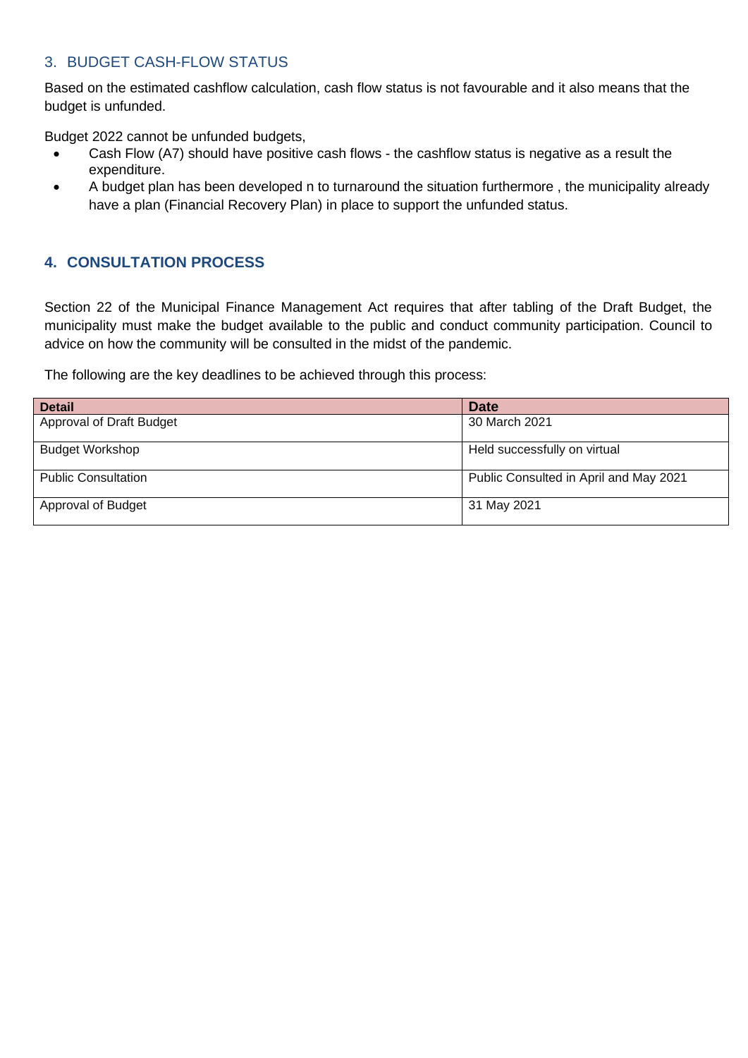## 3. BUDGET CASH-FLOW STATUS

Based on the estimated cashflow calculation, cash flow status is not favourable and it also means that the budget is unfunded.

Budget 2022 cannot be unfunded budgets,

- Cash Flow (A7) should have positive cash flows - the cashflow status is negative as a result the expenditure.
- A budget plan has been developed n to turnaround the situation furthermore , the municipality already have a plan (Financial Recovery Plan) in place to support the unfunded status.

## 4. CONSULTATION PROCESS

Section 22 of the Municipal Finance Management Act requires that after tabling of the Draft Budget, the municipality must make the budget available to the public and conduct community participation. Council to advice on how the community will be consulted in the midst of the pandemic.

The following are the key deadlines to be achieved through this process:

| Detail | Date |
|---|---|
| Approval of Draft Budget | 30 March 2021 |
| Budget Workshop | Held successfully on virtual |
| Public Consultation | Public Consulted in April and May 2021 |
| Approval of Budget | 31 May 2021 |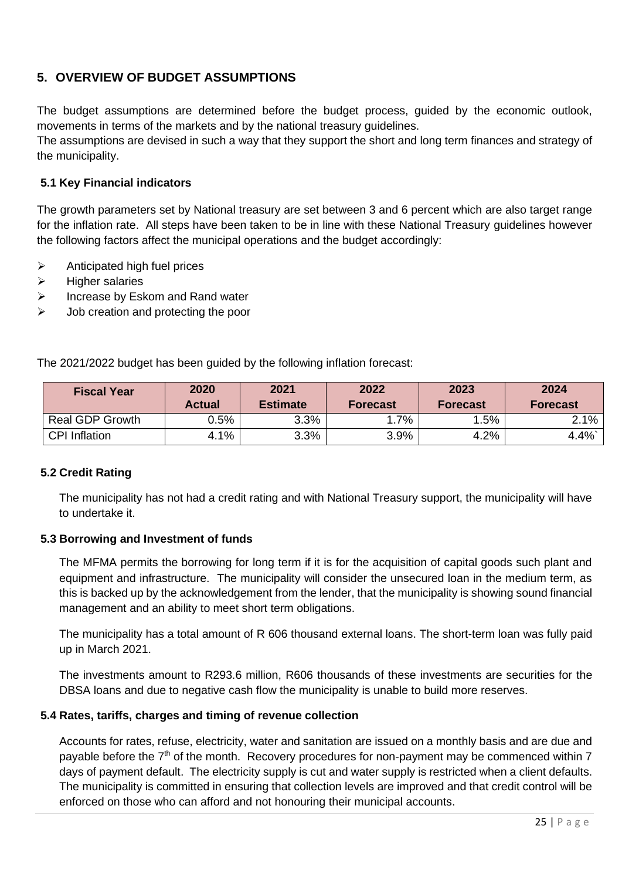## 5. OVERVIEW OF BUDGET ASSUMPTIONS

The budget assumptions are determined before the budget process, guided by the economic outlook, movements in terms of the markets and by the national treasury guidelines.

The assumptions are devised in such a way that they support the short and long term finances and strategy of the municipality.

### 5.1 Key Financial indicators

The growth parameters set by National treasury are set between 3 and 6 percent which are also target range for the inflation rate. All steps have been taken to be in line with these National Treasury guidelines however the following factors affect the municipal operations and the budget accordingly:

- Anticipated high fuel prices
- Higher salaries
- Increase by Eskom and Rand water
- Job creation and protecting the poor

The 2021/2022 budget has been guided by the following inflation forecast:

| Fiscal Year | 2020 Actual | 2021 Estimate | 2022 Forecast | 2023 Forecast | 2024 Forecast |
|---|---|---|---|---|---|
| Real GDP Growth | 0.5% | 3.3% | 1.7% | 1.5% | 2.1% |
| CPI Inflation | 4.1% | 3.3% | 3.9% | 4.2% | 4.4%` |

### 5.2 Credit Rating

The municipality has not had a credit rating and with National Treasury support, the municipality will have to undertake it.

### 5.3 Borrowing and Investment of funds

The MFMA permits the borrowing for long term if it is for the acquisition of capital goods such plant and equipment and infrastructure. The municipality will consider the unsecured loan in the medium term, as this is backed up by the acknowledgement from the lender, that the municipality is showing sound financial management and an ability to meet short term obligations.

The municipality has a total amount of R 606 thousand external loans. The short-term loan was fully paid up in March 2021.

The investments amount to R293.6 million, R606 thousands of these investments are securities for the DBSA loans and due to negative cash flow the municipality is unable to build more reserves.

### 5.4 Rates, tariffs, charges and timing of revenue collection

Accounts for rates, refuse, electricity, water and sanitation are issued on a monthly basis and are due and payable before the 7th of the month. Recovery procedures for non-payment may be commenced within 7 days of payment default. The electricity supply is cut and water supply is restricted when a client defaults. The municipality is committed in ensuring that collection levels are improved and that credit control will be enforced on those who can afford and not honouring their municipal accounts.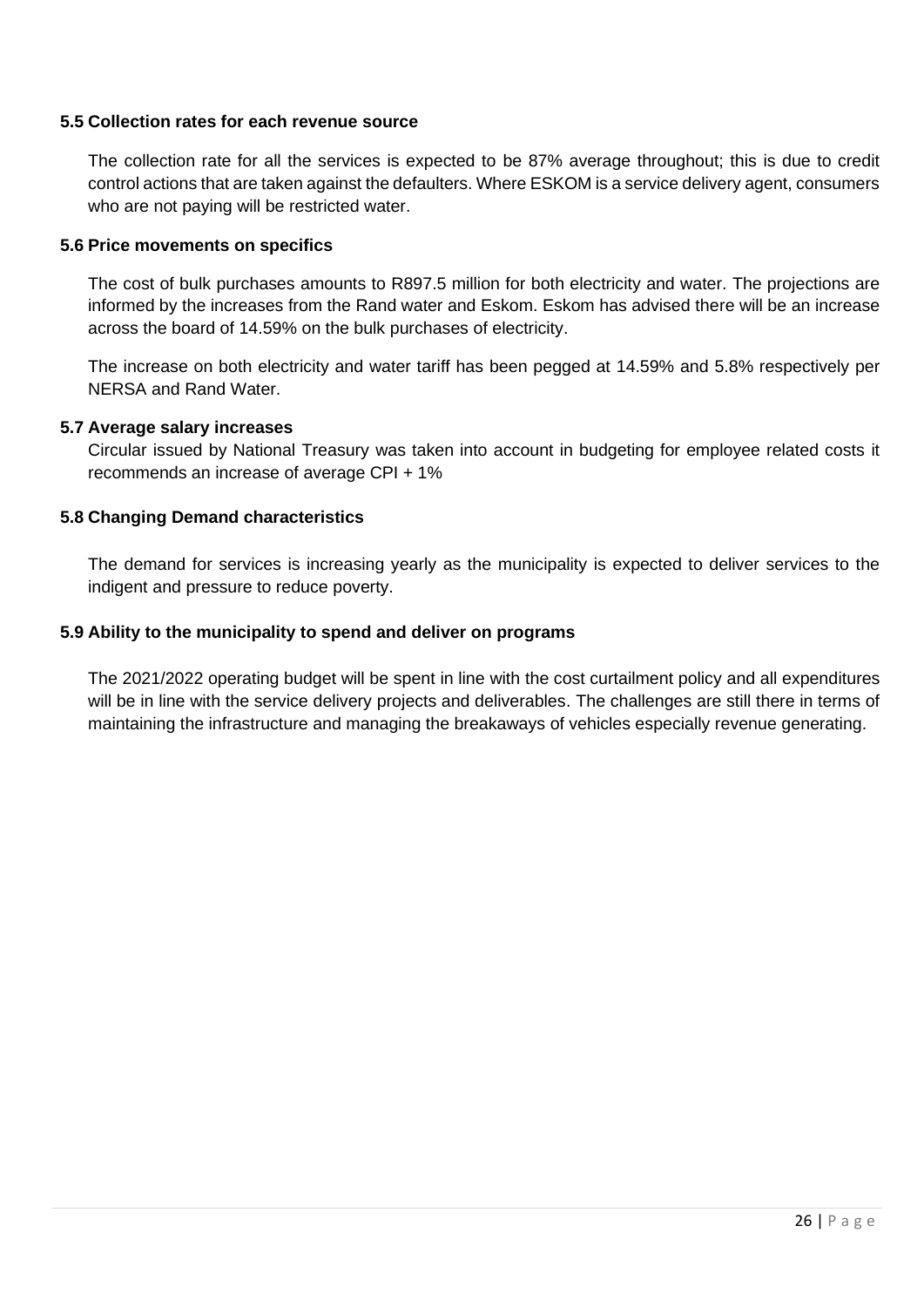### 5.5 Collection rates for each revenue source

The collection rate for all the services is expected to be 87% average throughout; this is due to credit control actions that are taken against the defaulters. Where ESKOM is a service delivery agent, consumers who are not paying will be restricted water.

### 5.6 Price movements on specifics

The cost of bulk purchases amounts to R897.5 million for both electricity and water. The projections are informed by the increases from the Rand water and Eskom. Eskom has advised there will be an increase across the board of 14.59% on the bulk purchases of electricity.

The increase on both electricity and water tariff has been pegged at 14.59% and 5.8% respectively per NERSA and Rand Water.

### 5.7 Average salary increases

Circular issued by National Treasury was taken into account in budgeting for employee related costs it recommends an increase of average CPI + 1%

### 5.8 Changing Demand characteristics

The demand for services is increasing yearly as the municipality is expected to deliver services to the indigent and pressure to reduce poverty.

### 5.9 Ability to the municipality to spend and deliver on programs

The 2021/2022 operating budget will be spent in line with the cost curtailment policy and all expenditures will be in line with the service delivery projects and deliverables. The challenges are still there in terms of maintaining the infrastructure and managing the breakaways of vehicles especially revenue generating.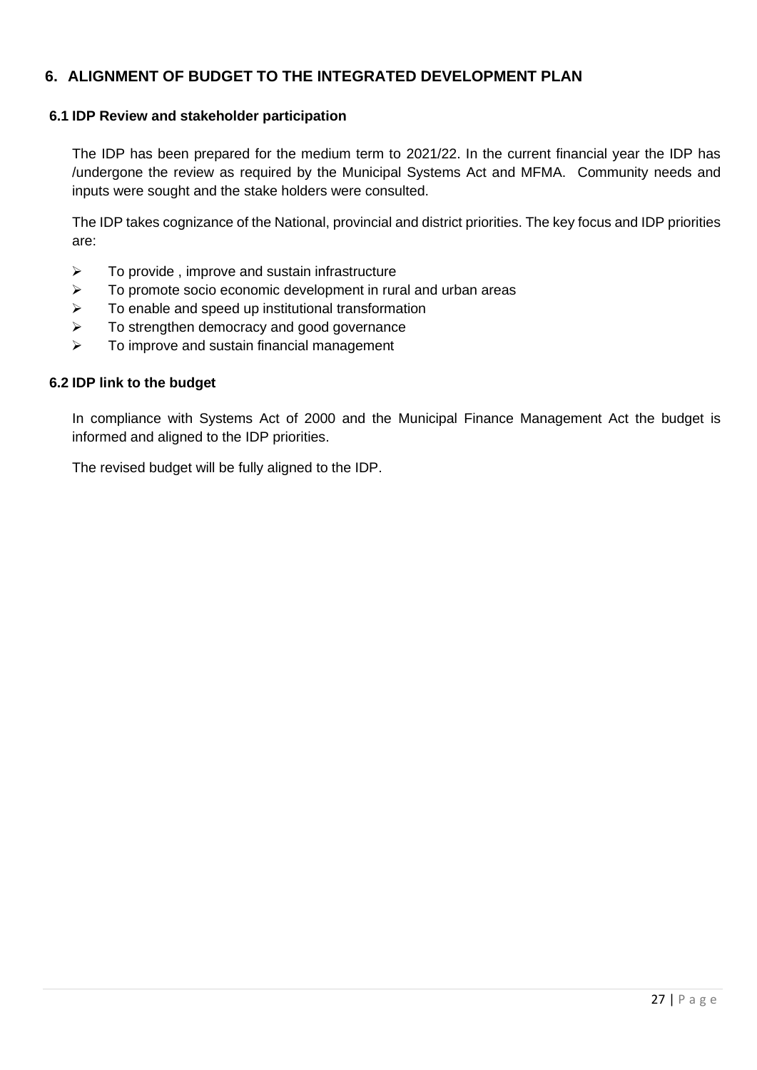## 6. ALIGNMENT OF BUDGET TO THE INTEGRATED DEVELOPMENT PLAN

### 6.1 IDP Review and stakeholder participation

The IDP has been prepared for the medium term to 2021/22. In the current financial year the IDP has /undergone the review as required by the Municipal Systems Act and MFMA. Community needs and inputs were sought and the stake holders were consulted.

The IDP takes cognizance of the National, provincial and district priorities. The key focus and IDP priorities are:

- To provide , improve and sustain infrastructure
- To promote socio economic development in rural and urban areas
- To enable and speed up institutional transformation
- To strengthen democracy and good governance
- To improve and sustain financial management

### 6.2 IDP link to the budget

In compliance with Systems Act of 2000 and the Municipal Finance Management Act the budget is informed and aligned to the IDP priorities.

The revised budget will be fully aligned to the IDP.